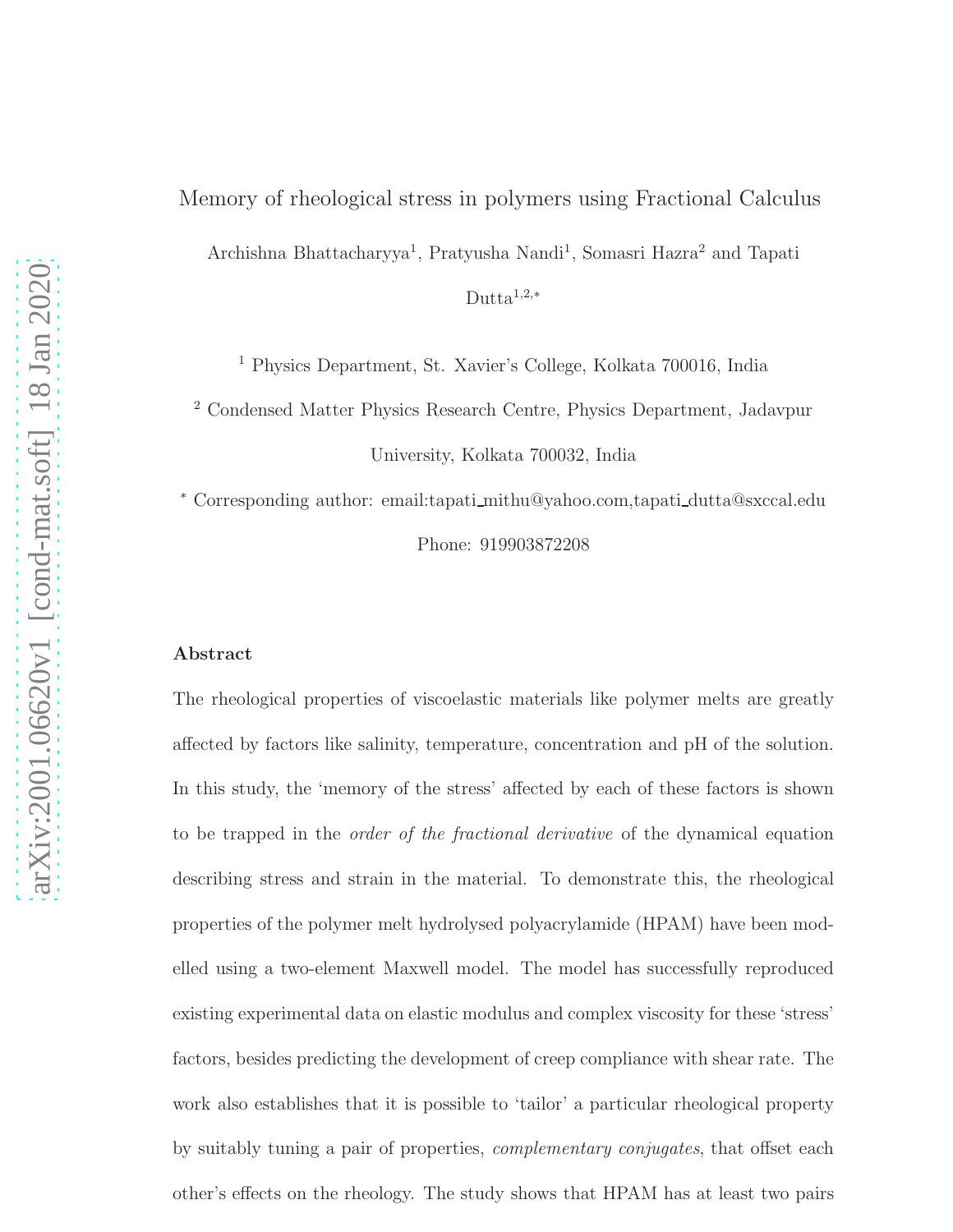# Memory of rheological stress in polymers using Fractional Calculus

Archishna Bhattacharyya[1], Pratyusha Nandi[1], Somasri Hazra[2] and Tapati Dutta[1,2,*]

[1] Physics Department, St. Xavier's College, Kolkata 700016, India

[2] Condensed Matter Physics Research Centre, Physics Department, Jadavpur University, Kolkata 700032, India

[*] Corresponding author: email:tapati_mithu@yahoo.com,tapati_dutta@sxccal.edu

Phone: 919903872208

## Abstract

The rheological properties of viscoelastic materials like polymer melts are greatly affected by factors like salinity, temperature, concentration and pH of the solution. In this study, the 'memory of the stress' affected by each of these factors is shown to be trapped in the *order of the fractional derivative* of the dynamical equation describing stress and strain in the material. To demonstrate this, the rheological properties of the polymer melt hydrolysed polyacrylamide (HPAM) have been modelled using a two-element Maxwell model. The model has successfully reproduced existing experimental data on elastic modulus and complex viscosity for these 'stress' factors, besides predicting the development of creep compliance with shear rate. The work also establishes that it is possible to 'tailor' a particular rheological property by suitably tuning a pair of properties, *complementary conjugates*, that offset each other's effects on the rheology. The study shows that HPAM has at least two pairs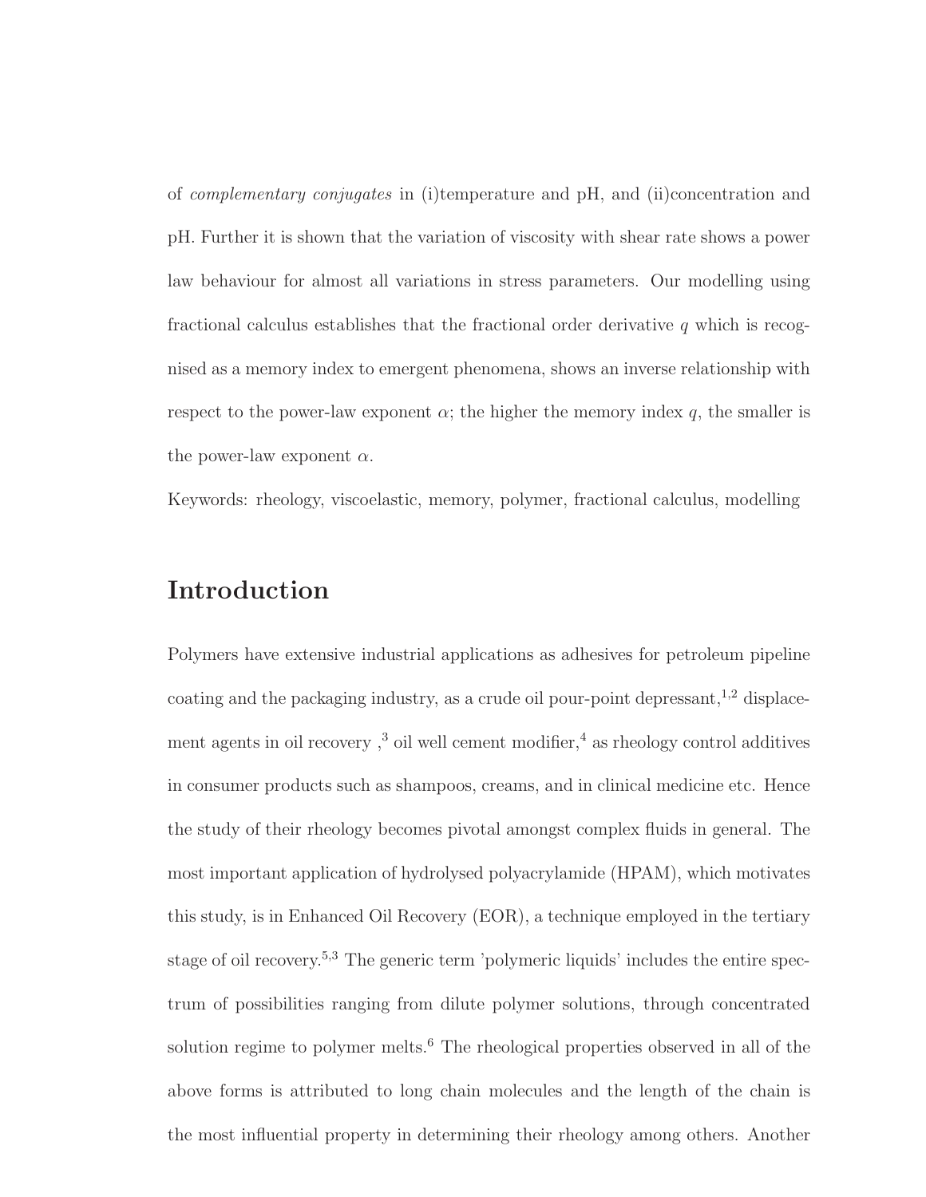of *complementary conjugates* in (i)temperature and pH, and (ii)concentration and pH. Further it is shown that the variation of viscosity with shear rate shows a power law behaviour for almost all variations in stress parameters. Our modelling using fractional calculus establishes that the fractional order derivative $q$ which is recognised as a memory index to emergent phenomena, shows an inverse relationship with respect to the power-law exponent $\alpha$; the higher the memory index $q$, the smaller is the power-law exponent $\alpha$.

Keywords: rheology, viscoelastic, memory, polymer, fractional calculus, modelling

# Introduction

Polymers have extensive industrial applications as adhesives for petroleum pipeline coating and the packaging industry, as a crude oil pour-point depressant,[1,2] displacement agents in oil recovery ,[3] oil well cement modifier,[4] as rheology control additives in consumer products such as shampoos, creams, and in clinical medicine etc. Hence the study of their rheology becomes pivotal amongst complex fluids in general. The most important application of hydrolysed polyacrylamide (HPAM), which motivates this study, is in Enhanced Oil Recovery (EOR), a technique employed in the tertiary stage of oil recovery.[5,3] The generic term 'polymeric liquids' includes the entire spectrum of possibilities ranging from dilute polymer solutions, through concentrated solution regime to polymer melts.[6] The rheological properties observed in all of the above forms is attributed to long chain molecules and the length of the chain is the most influential property in determining their rheology among others. Another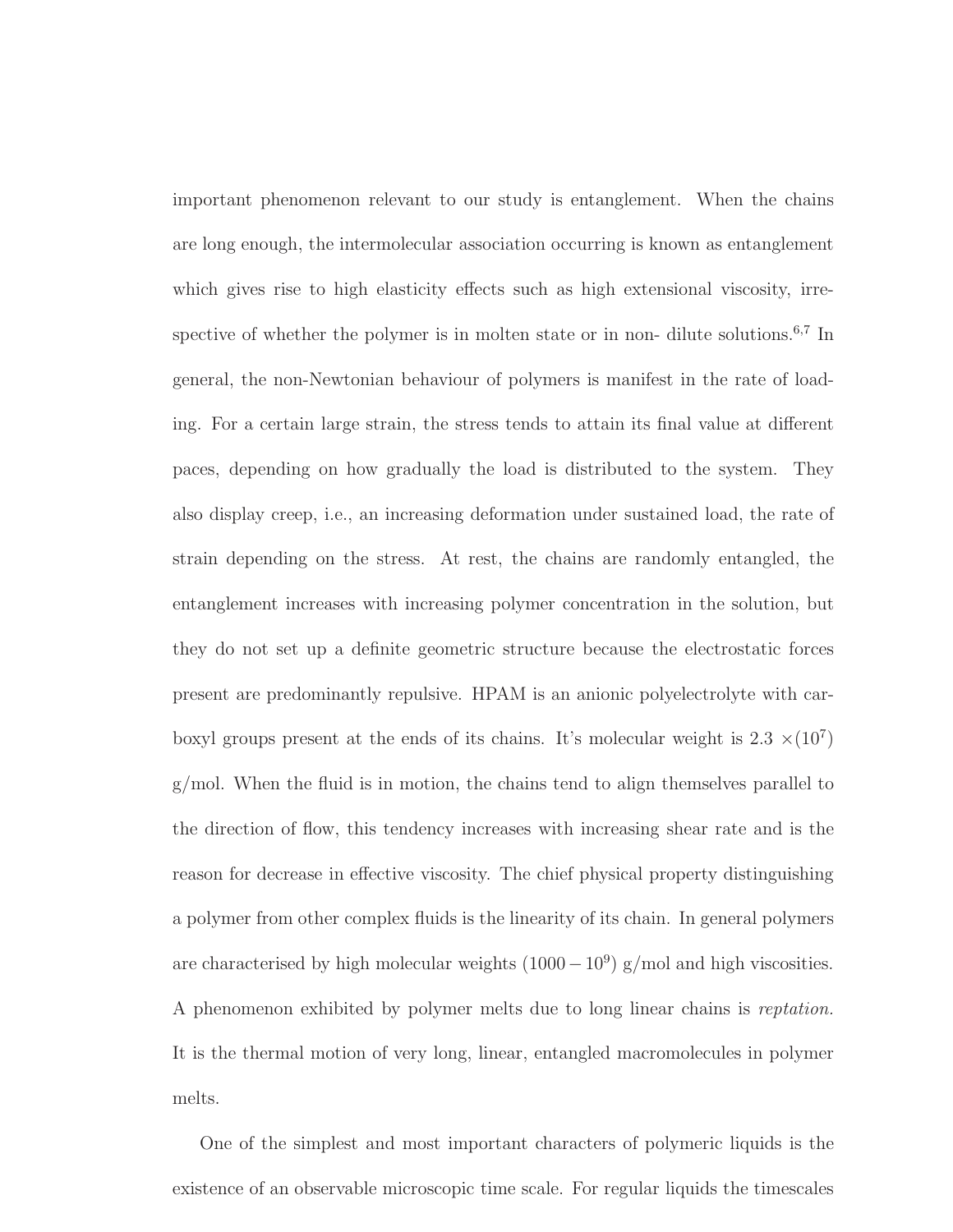important phenomenon relevant to our study is entanglement. When the chains are long enough, the intermolecular association occurring is known as entanglement which gives rise to high elasticity effects such as high extensional viscosity, irrespective of whether the polymer is in molten state or in non- dilute solutions.[6,7] In general, the non-Newtonian behaviour of polymers is manifest in the rate of loading. For a certain large strain, the stress tends to attain its final value at different paces, depending on how gradually the load is distributed to the system. They also display creep, i.e., an increasing deformation under sustained load, the rate of strain depending on the stress. At rest, the chains are randomly entangled, the entanglement increases with increasing polymer concentration in the solution, but they do not set up a definite geometric structure because the electrostatic forces present are predominantly repulsive. HPAM is an anionic polyelectrolyte with carboxyl groups present at the ends of its chains. It's molecular weight is $2.3 \times (10^7)$ g/mol. When the fluid is in motion, the chains tend to align themselves parallel to the direction of flow, this tendency increases with increasing shear rate and is the reason for decrease in effective viscosity. The chief physical property distinguishing a polymer from other complex fluids is the linearity of its chain. In general polymers are characterised by high molecular weights $(1000 - 10^9)$ g/mol and high viscosities. A phenomenon exhibited by polymer melts due to long linear chains is *reptation*. It is the thermal motion of very long, linear, entangled macromolecules in polymer melts.

One of the simplest and most important characters of polymeric liquids is the existence of an observable microscopic time scale. For regular liquids the timescales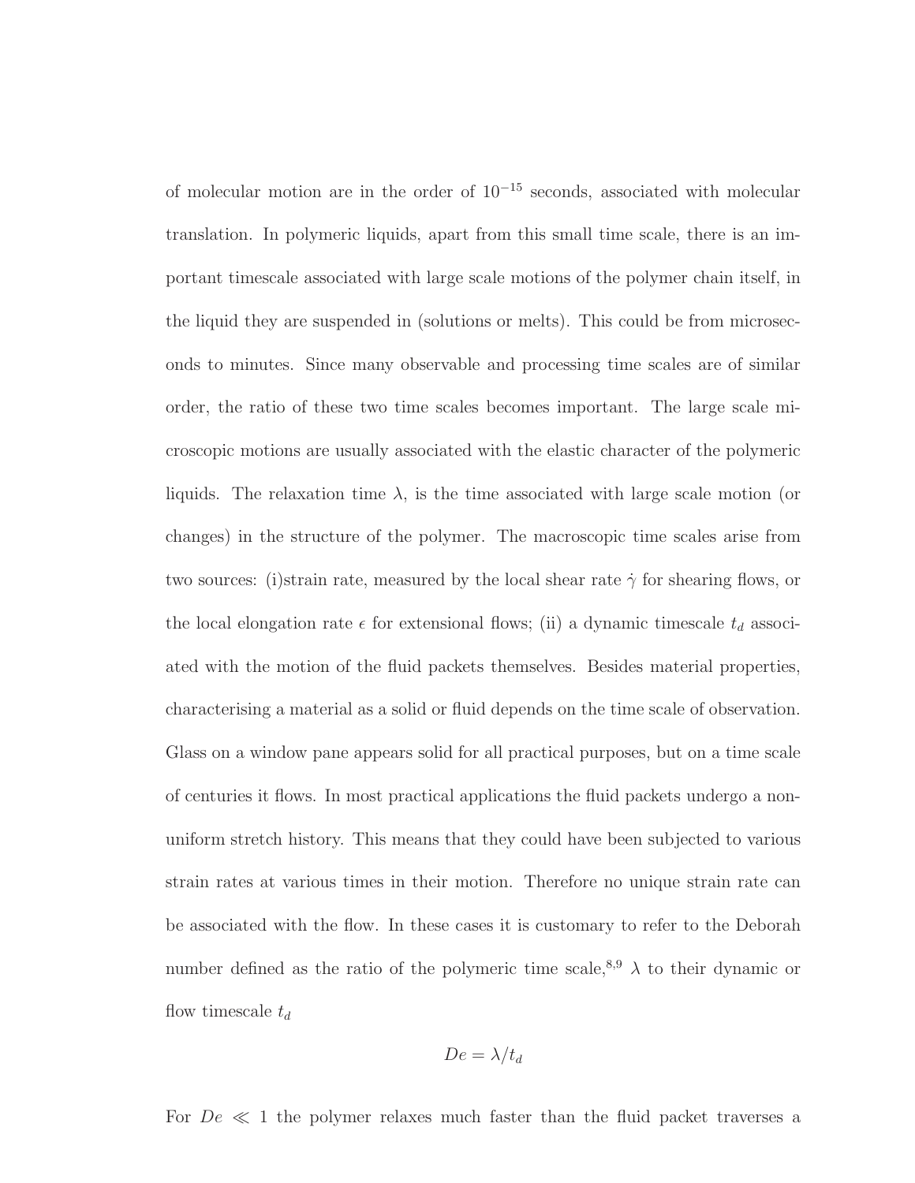of molecular motion are in the order of $10^{-15}$ seconds, associated with molecular translation. In polymeric liquids, apart from this small time scale, there is an important timescale associated with large scale motions of the polymer chain itself, in the liquid they are suspended in (solutions or melts). This could be from microseconds to minutes. Since many observable and processing time scales are of similar order, the ratio of these two time scales becomes important. The large scale microscopic motions are usually associated with the elastic character of the polymeric liquids. The relaxation time $\lambda$, is the time associated with large scale motion (or changes) in the structure of the polymer. The macroscopic time scales arise from two sources: (i)strain rate, measured by the local shear rate $\dot{\gamma}$ for shearing flows, or the local elongation rate $\epsilon$ for extensional flows; (ii) a dynamic timescale $t_d$ associated with the motion of the fluid packets themselves. Besides material properties, characterising a material as a solid or fluid depends on the time scale of observation. Glass on a window pane appears solid for all practical purposes, but on a time scale of centuries it flows. In most practical applications the fluid packets undergo a non-uniform stretch history. This means that they could have been subjected to various strain rates at various times in their motion. Therefore no unique strain rate can be associated with the flow. In these cases it is customary to refer to the Deborah number defined as the ratio of the polymeric time scale,[8,9] $\lambda$ to their dynamic or flow timescale $t_d$

$$De = \lambda / t_d$$

For $De \ll 1$ the polymer relaxes much faster than the fluid packet traverses a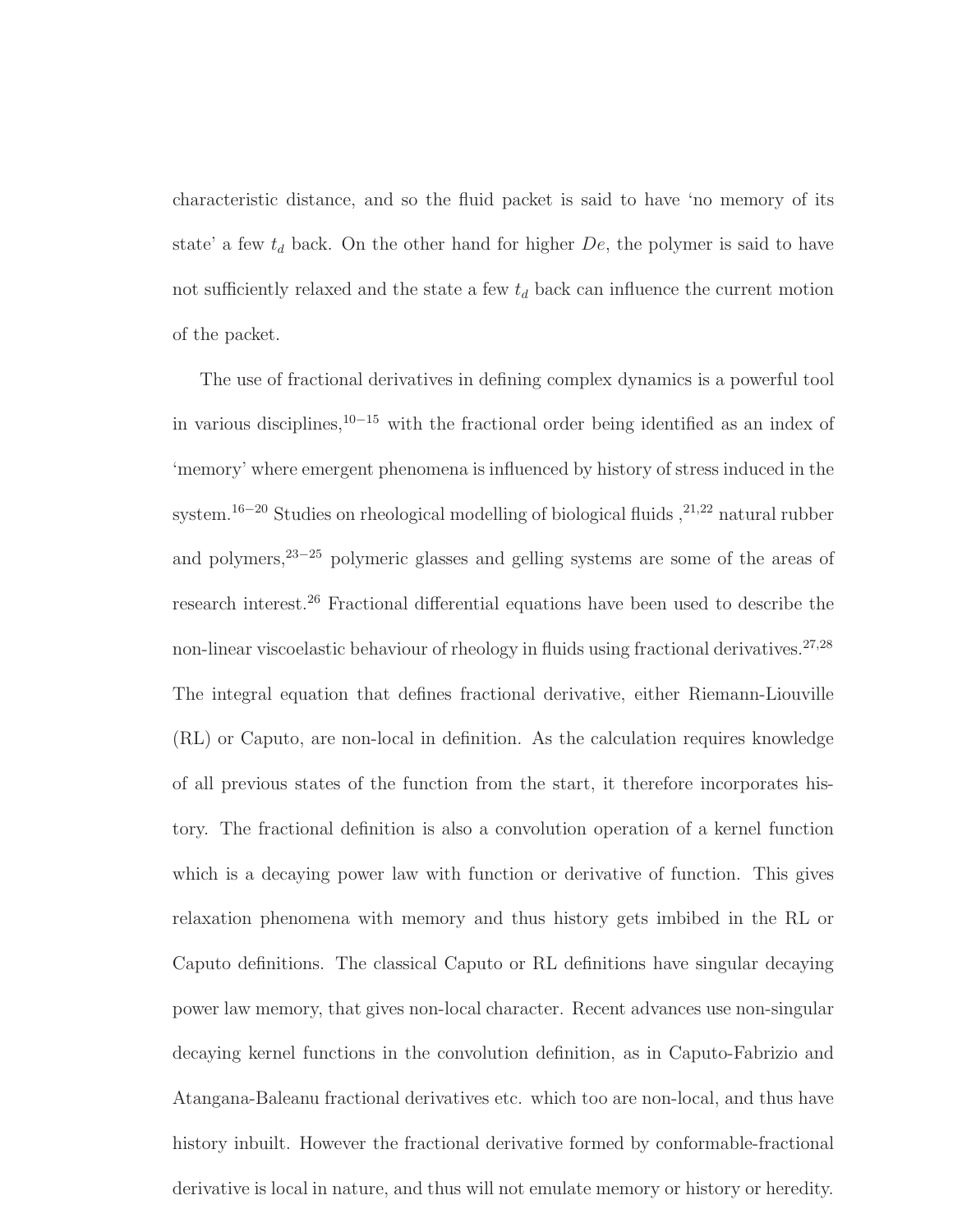characteristic distance, and so the fluid packet is said to have 'no memory of its state' a few $t_d$ back. On the other hand for higher $De$, the polymer is said to have not sufficiently relaxed and the state a few $t_d$ back can influence the current motion of the packet.

The use of fractional derivatives in defining complex dynamics is a powerful tool in various disciplines,[10−15] with the fractional order being identified as an index of 'memory' where emergent phenomena is influenced by history of stress induced in the system.[16−20] Studies on rheological modelling of biological fluids ,[21,22] natural rubber and polymers,[23−25] polymeric glasses and gelling systems are some of the areas of research interest.[26] Fractional differential equations have been used to describe the non-linear viscoelastic behaviour of rheology in fluids using fractional derivatives.[27,28] The integral equation that defines fractional derivative, either Riemann-Liouville (RL) or Caputo, are non-local in definition. As the calculation requires knowledge of all previous states of the function from the start, it therefore incorporates history. The fractional definition is also a convolution operation of a kernel function which is a decaying power law with function or derivative of function. This gives relaxation phenomena with memory and thus history gets imbibed in the RL or Caputo definitions. The classical Caputo or RL definitions have singular decaying power law memory, that gives non-local character. Recent advances use non-singular decaying kernel functions in the convolution definition, as in Caputo-Fabrizio and Atangana-Baleanu fractional derivatives etc. which too are non-local, and thus have history inbuilt. However the fractional derivative formed by conformable-fractional derivative is local in nature, and thus will not emulate memory or history or heredity.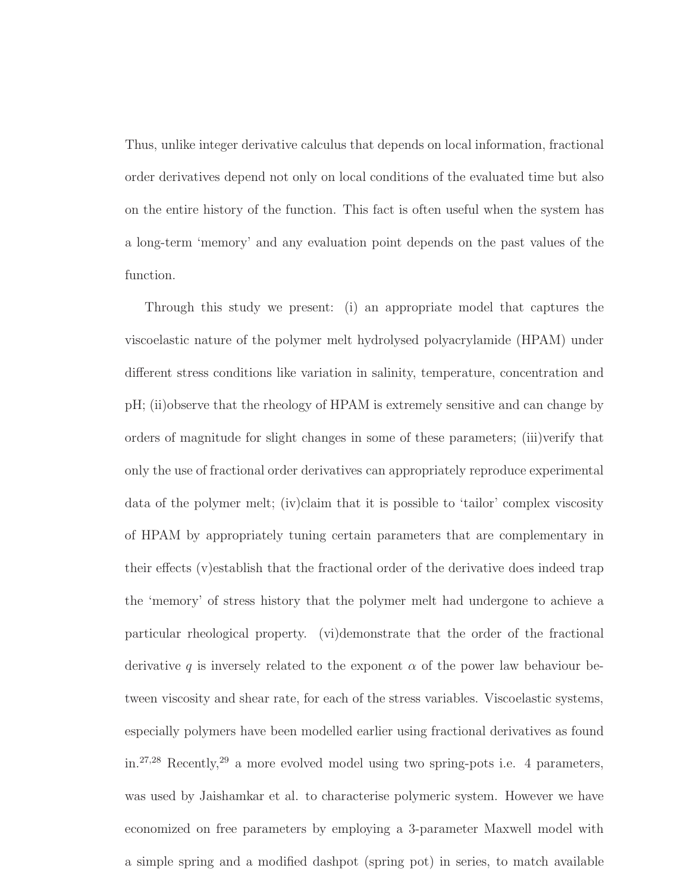Thus, unlike integer derivative calculus that depends on local information, fractional order derivatives depend not only on local conditions of the evaluated time but also on the entire history of the function. This fact is often useful when the system has a long-term 'memory' and any evaluation point depends on the past values of the function.

Through this study we present: (i) an appropriate model that captures the viscoelastic nature of the polymer melt hydrolysed polyacrylamide (HPAM) under different stress conditions like variation in salinity, temperature, concentration and pH; (ii)observe that the rheology of HPAM is extremely sensitive and can change by orders of magnitude for slight changes in some of these parameters; (iii)verify that only the use of fractional order derivatives can appropriately reproduce experimental data of the polymer melt; (iv)claim that it is possible to 'tailor' complex viscosity of HPAM by appropriately tuning certain parameters that are complementary in their effects (v)establish that the fractional order of the derivative does indeed trap the 'memory' of stress history that the polymer melt had undergone to achieve a particular rheological property. (vi)demonstrate that the order of the fractional derivative $q$ is inversely related to the exponent $\alpha$ of the power law behaviour between viscosity and shear rate, for each of the stress variables. Viscoelastic systems, especially polymers have been modelled earlier using fractional derivatives as found in.[27,28] Recently,[29] a more evolved model using two spring-pots i.e. 4 parameters, was used by Jaishamkar et al. to characterise polymeric system. However we have economized on free parameters by employing a 3-parameter Maxwell model with a simple spring and a modified dashpot (spring pot) in series, to match available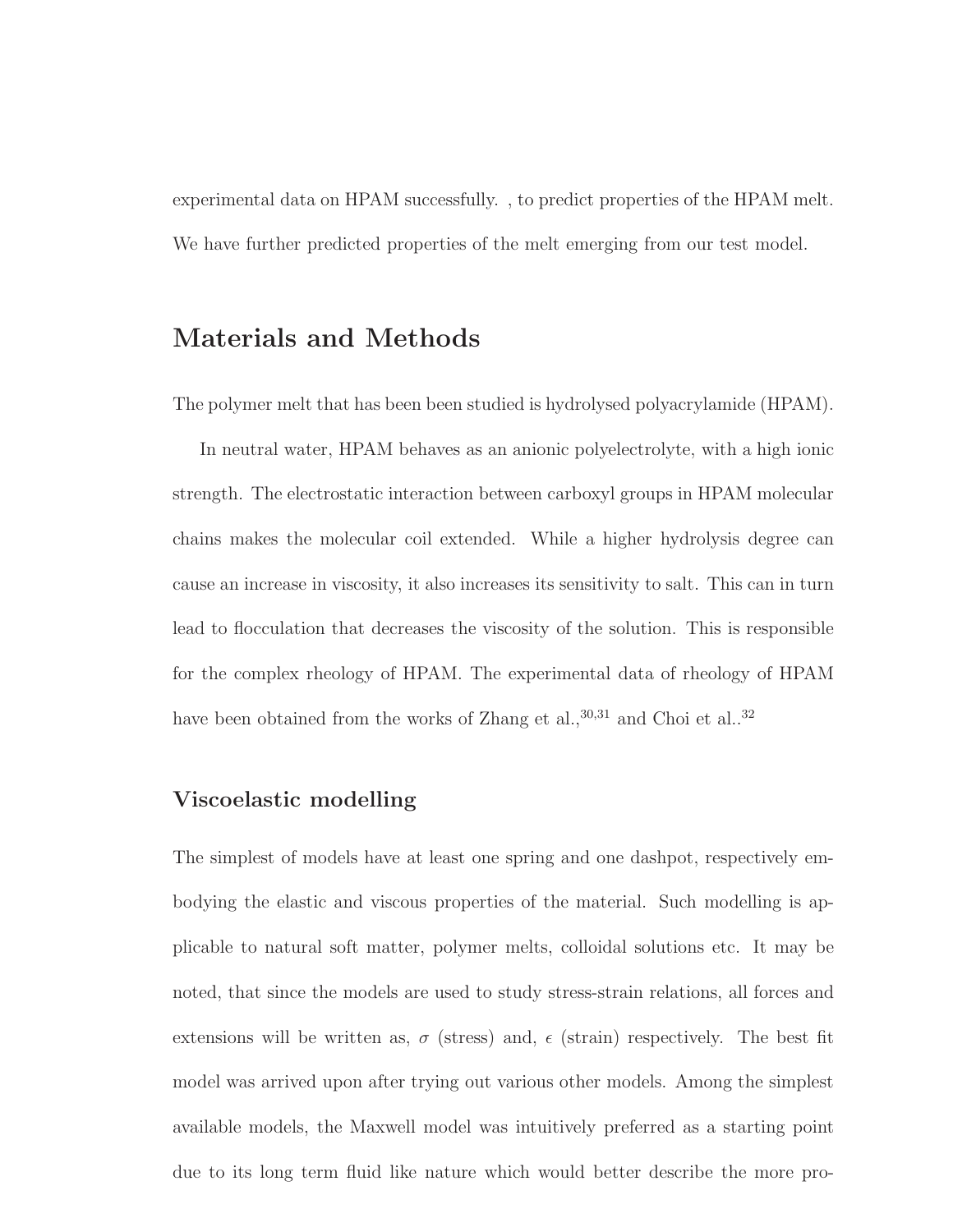experimental data on HPAM successfully. , to predict properties of the HPAM melt. We have further predicted properties of the melt emerging from our test model.

# Materials and Methods

The polymer melt that has been been studied is hydrolysed polyacrylamide (HPAM).

In neutral water, HPAM behaves as an anionic polyelectrolyte, with a high ionic strength. The electrostatic interaction between carboxyl groups in HPAM molecular chains makes the molecular coil extended. While a higher hydrolysis degree can cause an increase in viscosity, it also increases its sensitivity to salt. This can in turn lead to flocculation that decreases the viscosity of the solution. This is responsible for the complex rheology of HPAM. The experimental data of rheology of HPAM have been obtained from the works of Zhang et al.,[30,31] and Choi et al..[32]

## Viscoelastic modelling

The simplest of models have at least one spring and one dashpot, respectively embodying the elastic and viscous properties of the material. Such modelling is applicable to natural soft matter, polymer melts, colloidal solutions etc. It may be noted, that since the models are used to study stress-strain relations, all forces and extensions will be written as, $\sigma$ (stress) and, $\epsilon$ (strain) respectively. The best fit model was arrived upon after trying out various other models. Among the simplest available models, the Maxwell model was intuitively preferred as a starting point due to its long term fluid like nature which would better describe the more pro-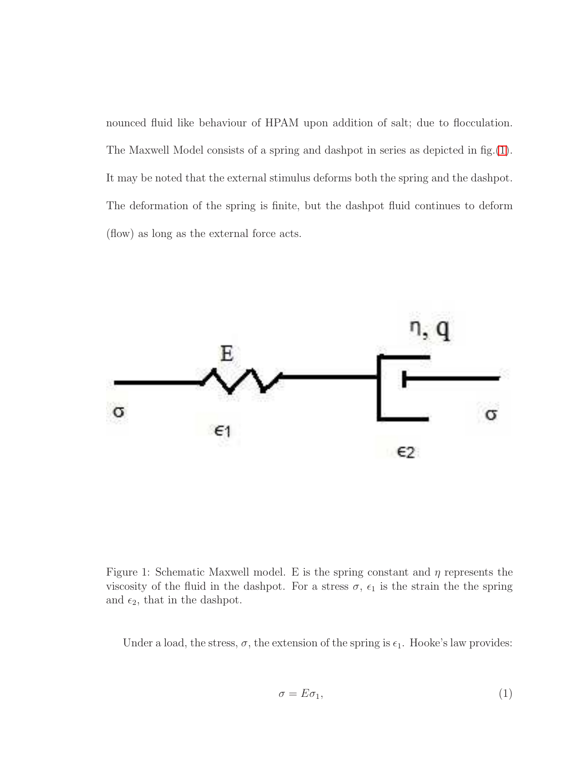nounced fluid like behaviour of HPAM upon addition of salt; due to flocculation. The Maxwell Model consists of a spring and dashpot in series as depicted in fig.(1). It may be noted that the external stimulus deforms both the spring and the dashpot. The deformation of the spring is finite, but the dashpot fluid continues to deform (flow) as long as the external force acts.

Figure 1: Schematic Maxwell model. E is the spring constant and $\eta$ represents the viscosity of the fluid in the dashpot. For a stress $\sigma$, $\epsilon_1$ is the strain the the spring and $\epsilon_2$, that in the dashpot.

Under a load, the stress, $\sigma$, the extension of the spring is $\epsilon_1$. Hooke's law provides:

$$\sigma = E\sigma_1, \tag{1}$$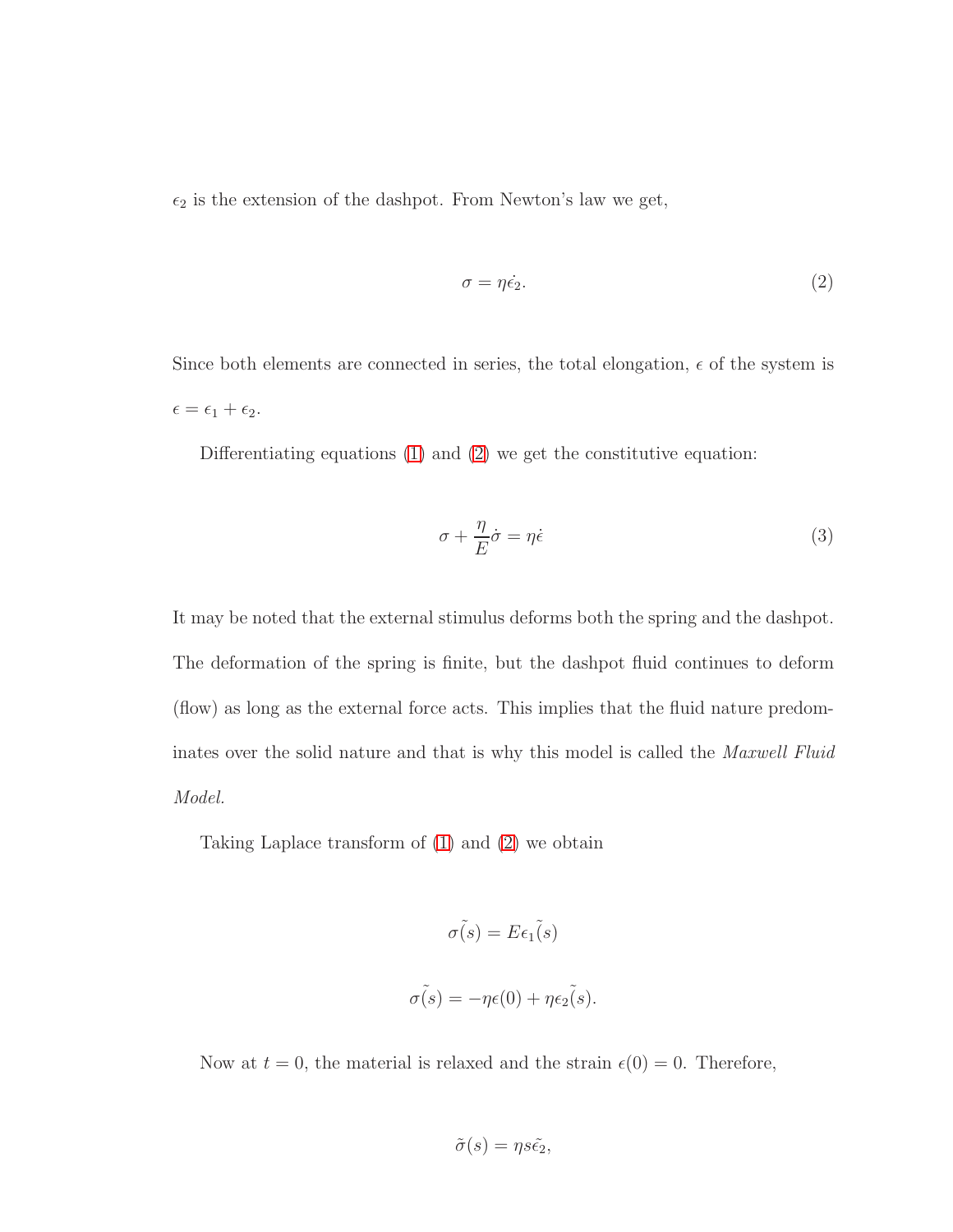$\epsilon_2$ is the extension of the dashpot. From Newton's law we get,

$$\sigma = \eta \dot{\epsilon_2}. \tag{2}$$

Since both elements are connected in series, the total elongation, $\epsilon$ of the system is $\epsilon = \epsilon_1 + \epsilon_2$.

Differentiating equations (1) and (2) we get the constitutive equation:

$$\sigma + \frac{\eta}{E}\dot{\sigma} = \eta \dot{\epsilon} \tag{3}$$

It may be noted that the external stimulus deforms both the spring and the dashpot. The deformation of the spring is finite, but the dashpot fluid continues to deform (flow) as long as the external force acts. This implies that the fluid nature predominates over the solid nature and that is why this model is called the *Maxwell Fluid Model.*

Taking Laplace transform of (1) and (2) we obtain

$$\tilde{\sigma(s)} = E\tilde{\epsilon_1(s)}$$

$$\tilde{\sigma(s)} = -\eta\epsilon(0) + \eta\tilde{\epsilon_2(s)}.$$

Now at $t = 0$, the material is relaxed and the strain $\epsilon(0) = 0$. Therefore,

$$\tilde{\sigma}(s) = \eta s \tilde{\epsilon_2},$$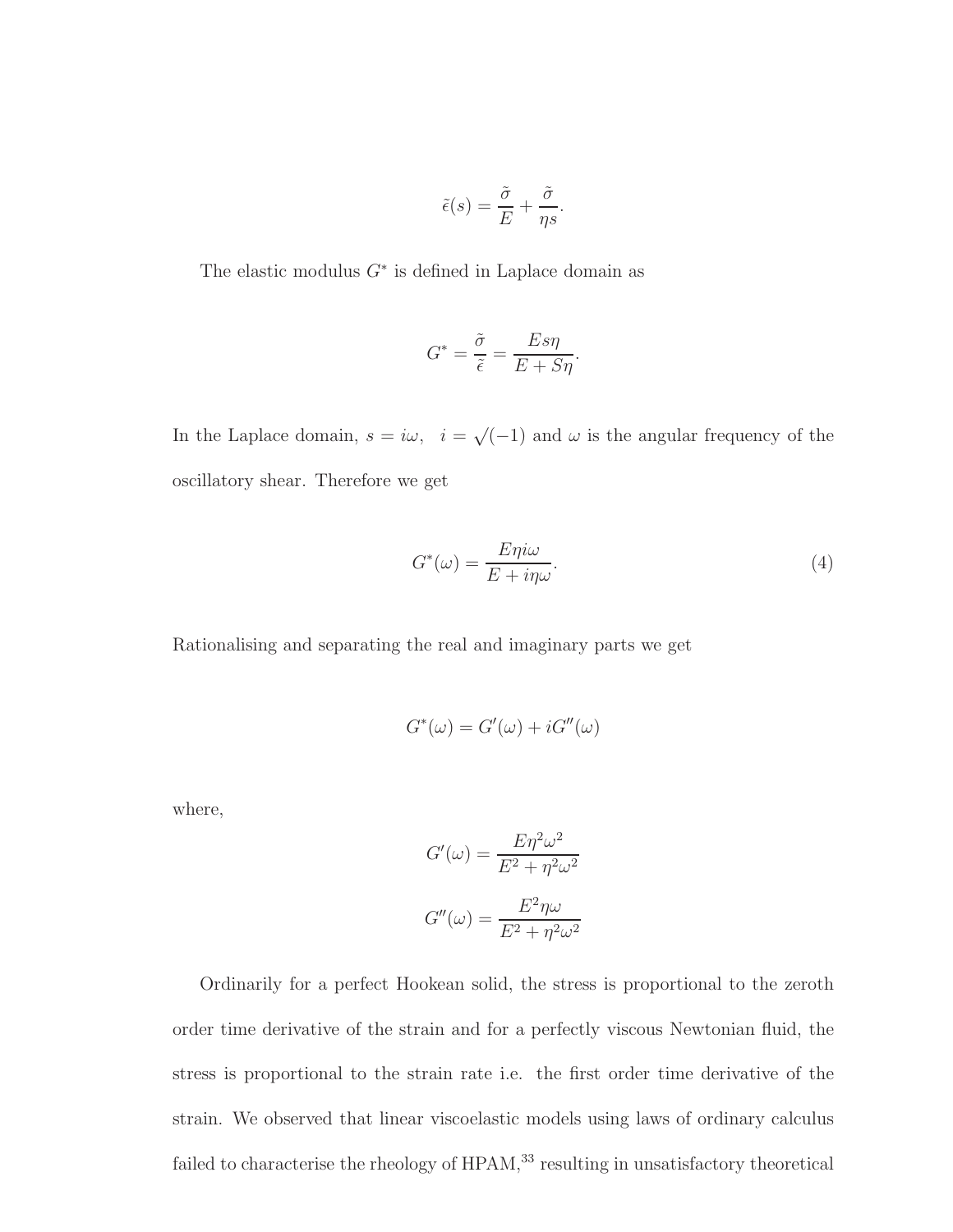$$\tilde{\epsilon}(s) = \frac{\tilde{\sigma}}{E} + \frac{\tilde{\sigma}}{\eta s}.$$

The elastic modulus $G^*$ is defined in Laplace domain as

$$G^* = \frac{\tilde{\sigma}}{\tilde{\epsilon}} = \frac{Es\eta}{E + S\eta}.$$

In the Laplace domain, $s = i\omega$, $i = \sqrt{(-1)}$ and $\omega$ is the angular frequency of the oscillatory shear. Therefore we get

$$G^*(\omega) = \frac{E\eta i\omega}{E + i\eta\omega}. \tag{4}$$

Rationalising and separating the real and imaginary parts we get

$$G^*(\omega) = G'(\omega) + iG''(\omega)$$

where,

$$G'(\omega) = \frac{E\eta^2\omega^2}{E^2 + \eta^2\omega^2}$$

$$G''(\omega) = \frac{E^2\eta\omega}{E^2 + \eta^2\omega^2}$$

Ordinarily for a perfect Hookean solid, the stress is proportional to the zeroth order time derivative of the strain and for a perfectly viscous Newtonian fluid, the stress is proportional to the strain rate i.e. the first order time derivative of the strain. We observed that linear viscoelastic models using laws of ordinary calculus failed to characterise the rheology of HPAM,[33] resulting in unsatisfactory theoretical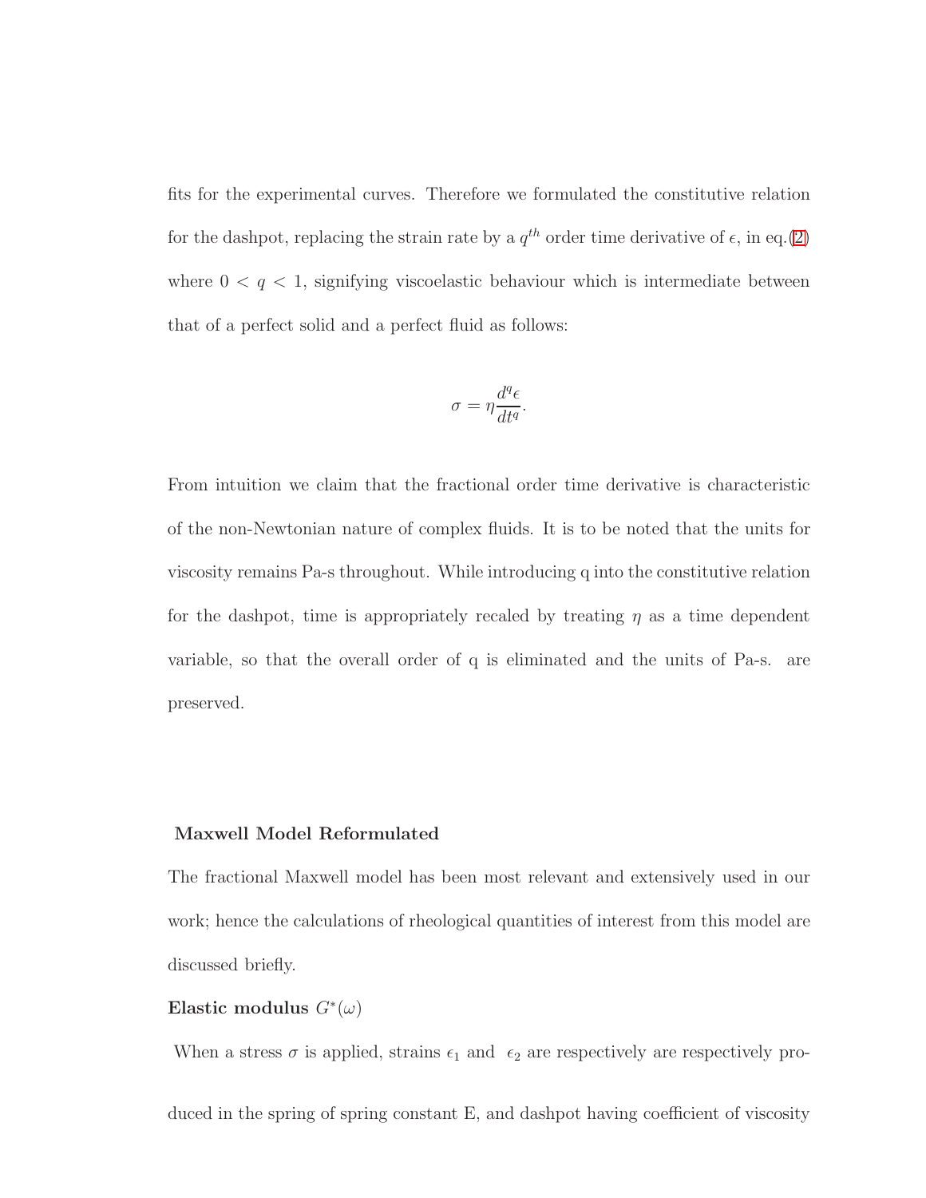fits for the experimental curves. Therefore we formulated the constitutive relation for the dashpot, replacing the strain rate by a $q^{th}$ order time derivative of $\epsilon$, in eq.(2) where $0 < q < 1$, signifying viscoelastic behaviour which is intermediate between that of a perfect solid and a perfect fluid as follows:

$$\sigma = \eta \frac{d^q \epsilon}{dt^q}.$$

From intuition we claim that the fractional order time derivative is characteristic of the non-Newtonian nature of complex fluids. It is to be noted that the units for viscosity remains Pa-s throughout. While introducing q into the constitutive relation for the dashpot, time is appropriately recaled by treating $\eta$ as a time dependent variable, so that the overall order of q is eliminated and the units of Pa-s. are preserved.

**Maxwell Model Reformulated**

The fractional Maxwell model has been most relevant and extensively used in our work; hence the calculations of rheological quantities of interest from this model are discussed briefly.

**Elastic modulus $G^*(\omega)$**

When a stress $\sigma$ is applied, strains $\epsilon_1$ and $\epsilon_2$ are respectively are respectively produced in the spring of spring constant E, and dashpot having coefficient of viscosity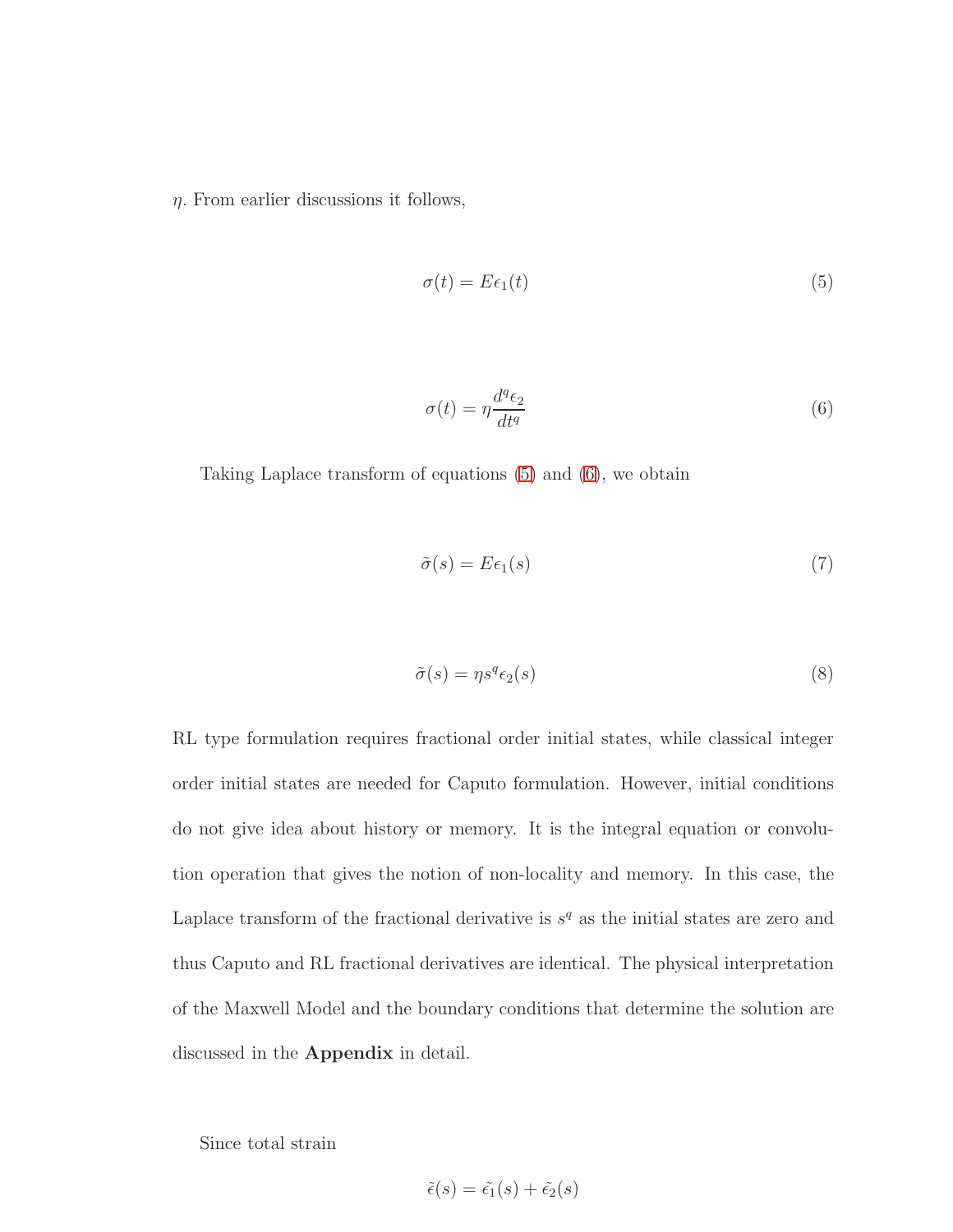$\eta$. From earlier discussions it follows,

$$\sigma(t) = E\epsilon_1(t) \tag{5}$$

$$\sigma(t) = \eta \frac{d^q \epsilon_2}{dt^q} \tag{6}$$

Taking Laplace transform of equations (5) and (6), we obtain

$$\tilde{\sigma}(s) = E\epsilon_1(s) \tag{7}$$

$$\tilde{\sigma}(s) = \eta s^q \epsilon_2(s) \tag{8}$$

RL type formulation requires fractional order initial states, while classical integer order initial states are needed for Caputo formulation. However, initial conditions do not give idea about history or memory. It is the integral equation or convolution operation that gives the notion of non-locality and memory. In this case, the Laplace transform of the fractional derivative is $s^q$ as the initial states are zero and thus Caputo and RL fractional derivatives are identical. The physical interpretation of the Maxwell Model and the boundary conditions that determine the solution are discussed in the **Appendix** in detail.

Since total strain

$$\tilde{\epsilon}(s) = \tilde{\epsilon_1}(s) + \tilde{\epsilon_2}(s)$$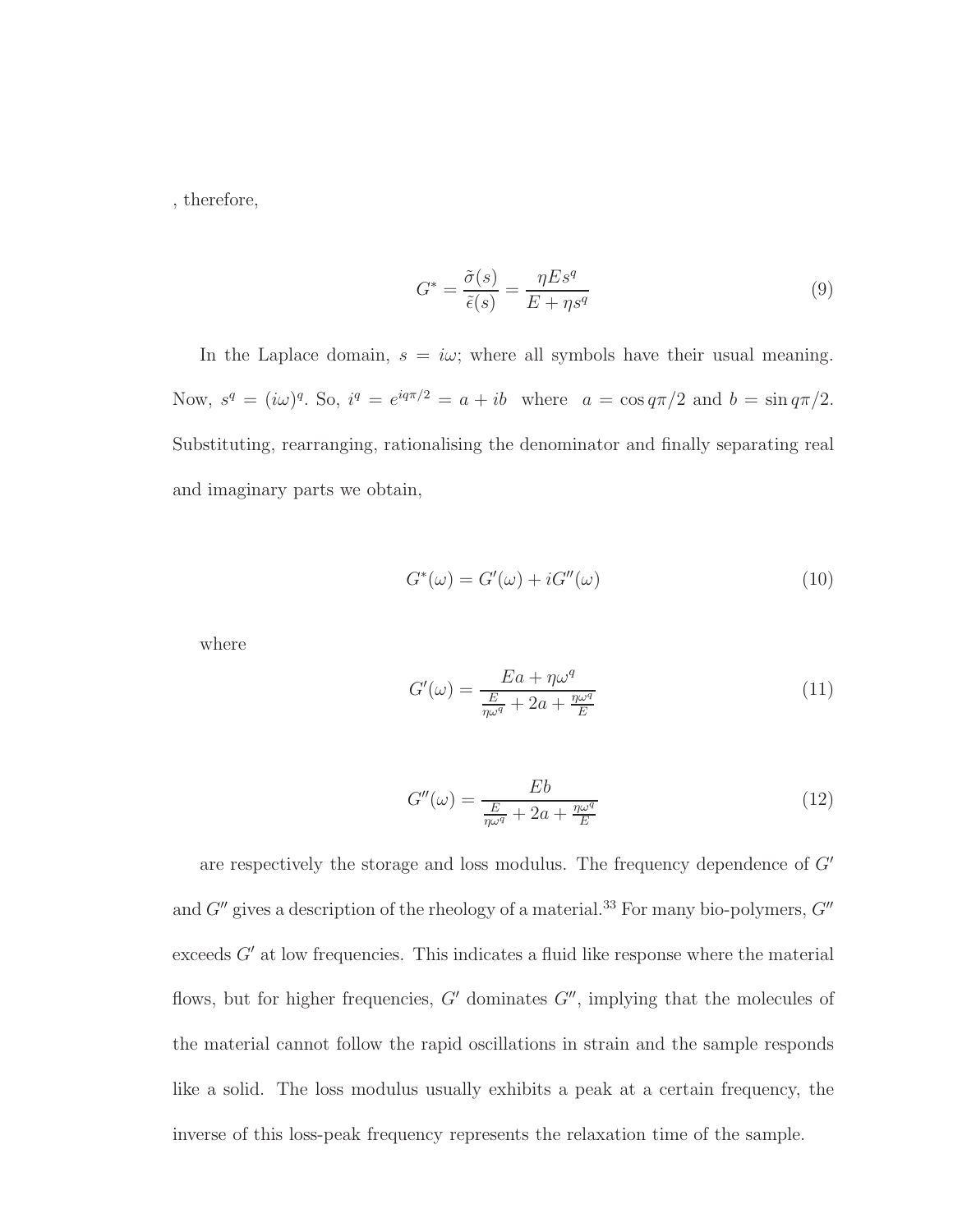, therefore,

$$G^* = \frac{\tilde{\sigma}(s)}{\tilde{\epsilon}(s)} = \frac{\eta E s^q}{E + \eta s^q} \tag{9}$$

In the Laplace domain, $s = i\omega$; where all symbols have their usual meaning. Now, $s^q = (i\omega)^q$. So, $i^q = e^{iq\pi/2} = a + ib$ where $a = \cos q\pi/2$ and $b = \sin q\pi/2$. Substituting, rearranging, rationalising the denominator and finally separating real and imaginary parts we obtain,

$$G^*(\omega) = G'(\omega) + iG''(\omega) \tag{10}$$

where

$$G'(\omega) = \frac{Ea + \eta\omega^q}{\frac{E}{\eta\omega^q} + 2a + \frac{\eta\omega^q}{E}} \tag{11}$$

$$G''(\omega) = \frac{Eb}{\frac{E}{\eta\omega^q} + 2a + \frac{\eta\omega^q}{E}} \tag{12}$$

are respectively the storage and loss modulus. The frequency dependence of $G'$ and $G''$ gives a description of the rheology of a material.[33] For many bio-polymers, $G''$ exceeds $G'$ at low frequencies. This indicates a fluid like response where the material flows, but for higher frequencies, $G'$ dominates $G''$, implying that the molecules of the material cannot follow the rapid oscillations in strain and the sample responds like a solid. The loss modulus usually exhibits a peak at a certain frequency, the inverse of this loss-peak frequency represents the relaxation time of the sample.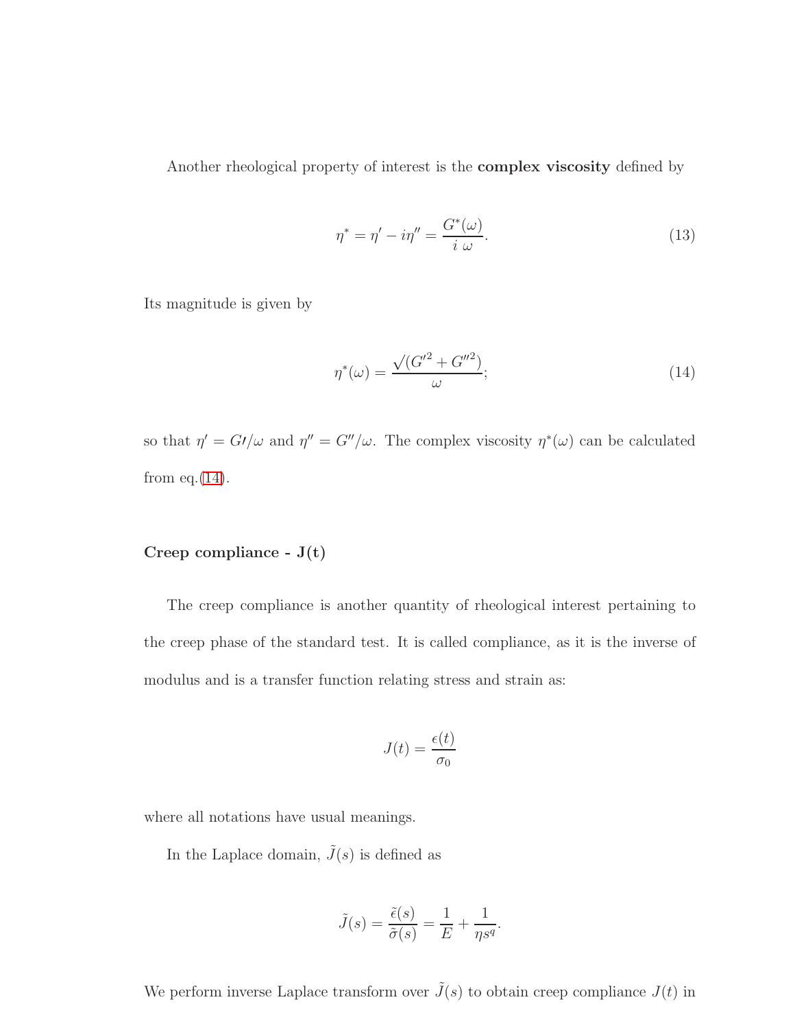Another rheological property of interest is the **complex viscosity** defined by

$$\eta^* = \eta' - i\eta'' = \frac{G^*(\omega)}{i\ \omega}. \tag{13}$$

Its magnitude is given by

$$\eta^*(\omega) = \frac{\sqrt{(G'^2 + G''^2)}}{\omega}; \tag{14}$$

so that $\eta' = G\prime/\omega$ and $\eta'' = G''/\omega$. The complex viscosity $\eta^*(\omega)$ can be calculated from eq.(14).

**Creep compliance - J(t)**

The creep compliance is another quantity of rheological interest pertaining to the creep phase of the standard test. It is called compliance, as it is the inverse of modulus and is a transfer function relating stress and strain as:

$$J(t) = \frac{\epsilon(t)}{\sigma_0}$$

where all notations have usual meanings.

In the Laplace domain, $\tilde{J}(s)$ is defined as

$$\tilde{J}(s) = \frac{\tilde{\epsilon}(s)}{\tilde{\sigma}(s)} = \frac{1}{E} + \frac{1}{\eta s^q}.$$

We perform inverse Laplace transform over $\tilde{J}(s)$ to obtain creep compliance $J(t)$ in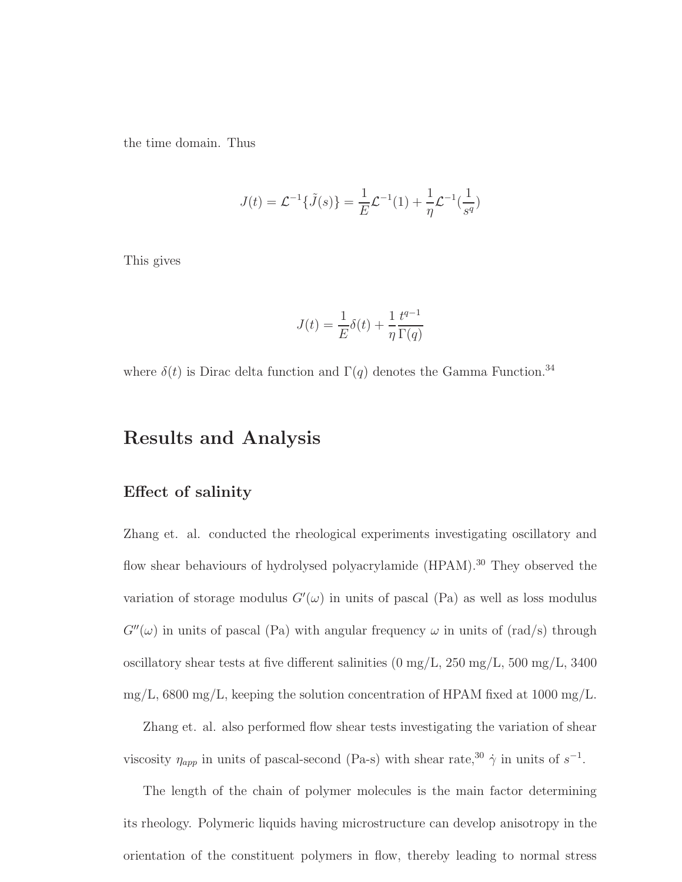the time domain. Thus

$$J(t) = \mathcal{L}^{-1}\{\tilde{J}(s)\} = \frac{1}{E}\mathcal{L}^{-1}(1) + \frac{1}{\eta}\mathcal{L}^{-1}(\frac{1}{s^q})$$

This gives

$$J(t) = \frac{1}{E}\delta(t) + \frac{1}{\eta}\frac{t^{q-1}}{\Gamma(q)}$$

where $\delta(t)$ is Dirac delta function and $\Gamma(q)$ denotes the Gamma Function.[34]

# Results and Analysis

## Effect of salinity

Zhang et. al. conducted the rheological experiments investigating oscillatory and flow shear behaviours of hydrolysed polyacrylamide (HPAM).[30] They observed the variation of storage modulus $G'(\omega)$ in units of pascal (Pa) as well as loss modulus $G''(\omega)$ in units of pascal (Pa) with angular frequency $\omega$ in units of (rad/s) through oscillatory shear tests at five different salinities (0 mg/L, 250 mg/L, 500 mg/L, 3400 mg/L, 6800 mg/L, keeping the solution concentration of HPAM fixed at 1000 mg/L.

Zhang et. al. also performed flow shear tests investigating the variation of shear viscosity $\eta_{app}$ in units of pascal-second (Pa-s) with shear rate,[30] $\dot{\gamma}$ in units of $s^{-1}$.

The length of the chain of polymer molecules is the main factor determining its rheology. Polymeric liquids having microstructure can develop anisotropy in the orientation of the constituent polymers in flow, thereby leading to normal stress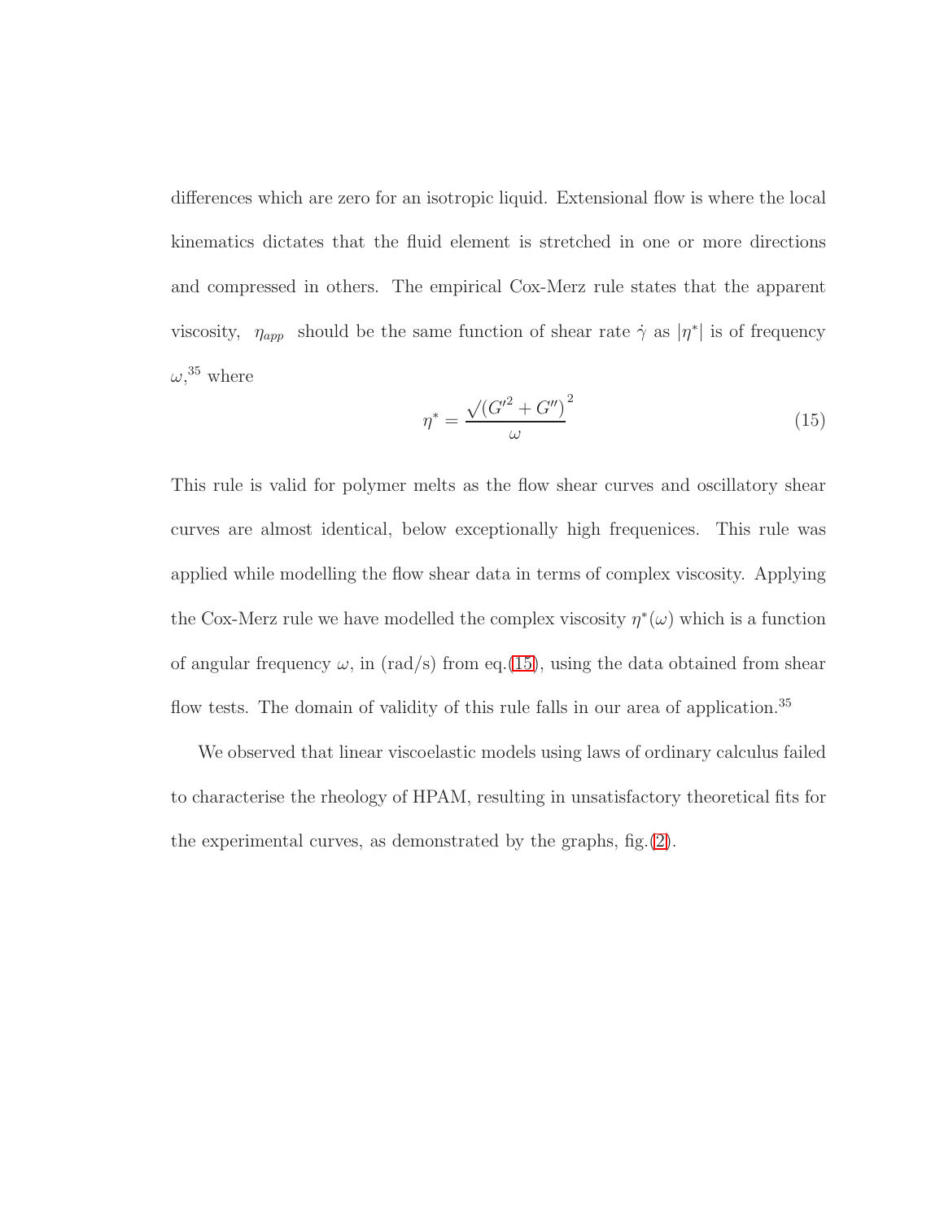differences which are zero for an isotropic liquid. Extensional flow is where the local kinematics dictates that the fluid element is stretched in one or more directions and compressed in others. The empirical Cox-Merz rule states that the apparent viscosity, $\eta_{app}$ should be the same function of shear rate $\dot{\gamma}$ as $|\eta^*|$ is of frequency $\omega$,[35] where

$$\eta^* = \frac{\sqrt{(G'^2 + G'')}^2}{\omega} \tag{15}$$

This rule is valid for polymer melts as the flow shear curves and oscillatory shear curves are almost identical, below exceptionally high frequenices. This rule was applied while modelling the flow shear data in terms of complex viscosity. Applying the Cox-Merz rule we have modelled the complex viscosity $\eta^*(\omega)$ which is a function of angular frequency $\omega$, in (rad/s) from eq.(15), using the data obtained from shear flow tests. The domain of validity of this rule falls in our area of application.[35]

We observed that linear viscoelastic models using laws of ordinary calculus failed to characterise the rheology of HPAM, resulting in unsatisfactory theoretical fits for the experimental curves, as demonstrated by the graphs, fig.(2).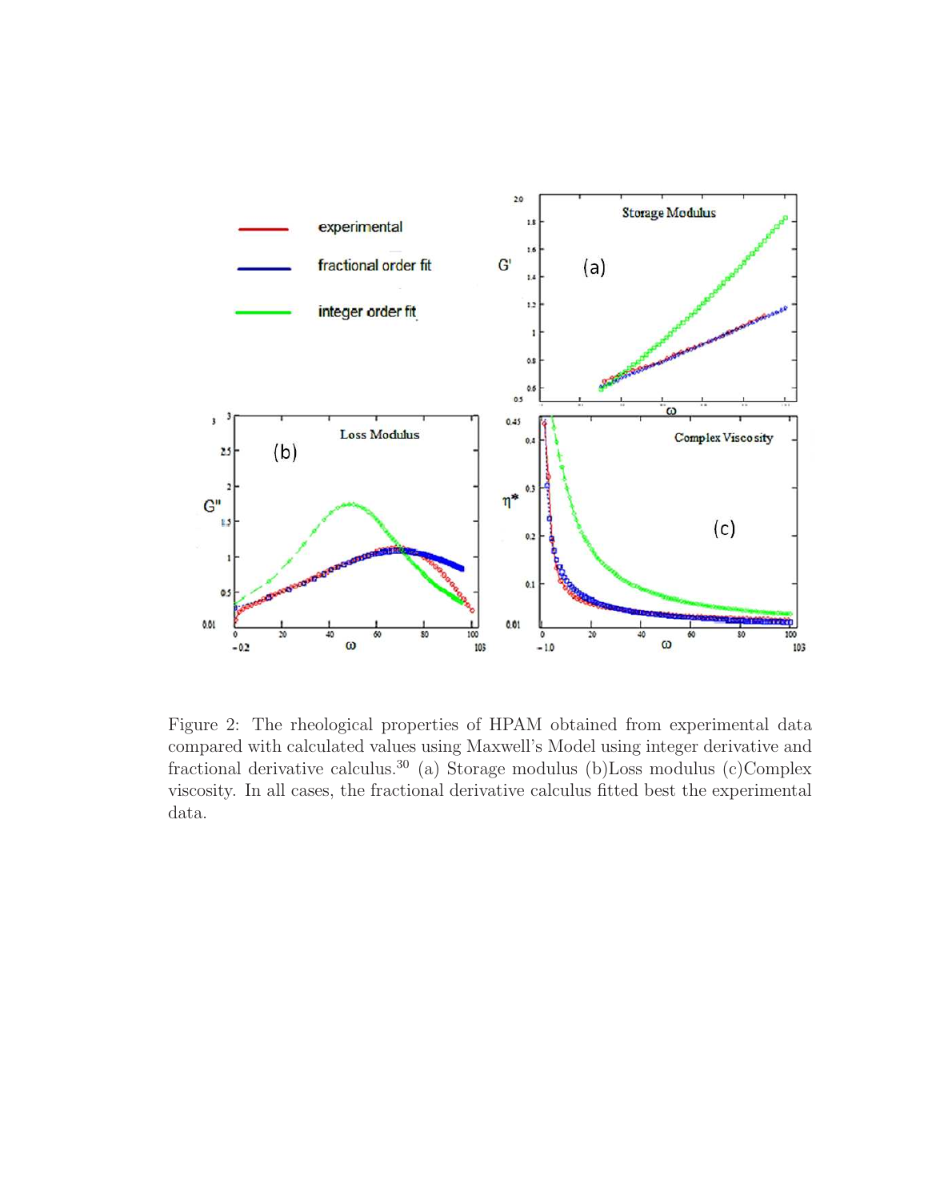Figure 2: The rheological properties of HPAM obtained from experimental data compared with calculated values using Maxwell's Model using integer derivative and fractional derivative calculus.[30] (a) Storage modulus (b)Loss modulus (c)Complex viscosity. In all cases, the fractional derivative calculus fitted best the experimental data.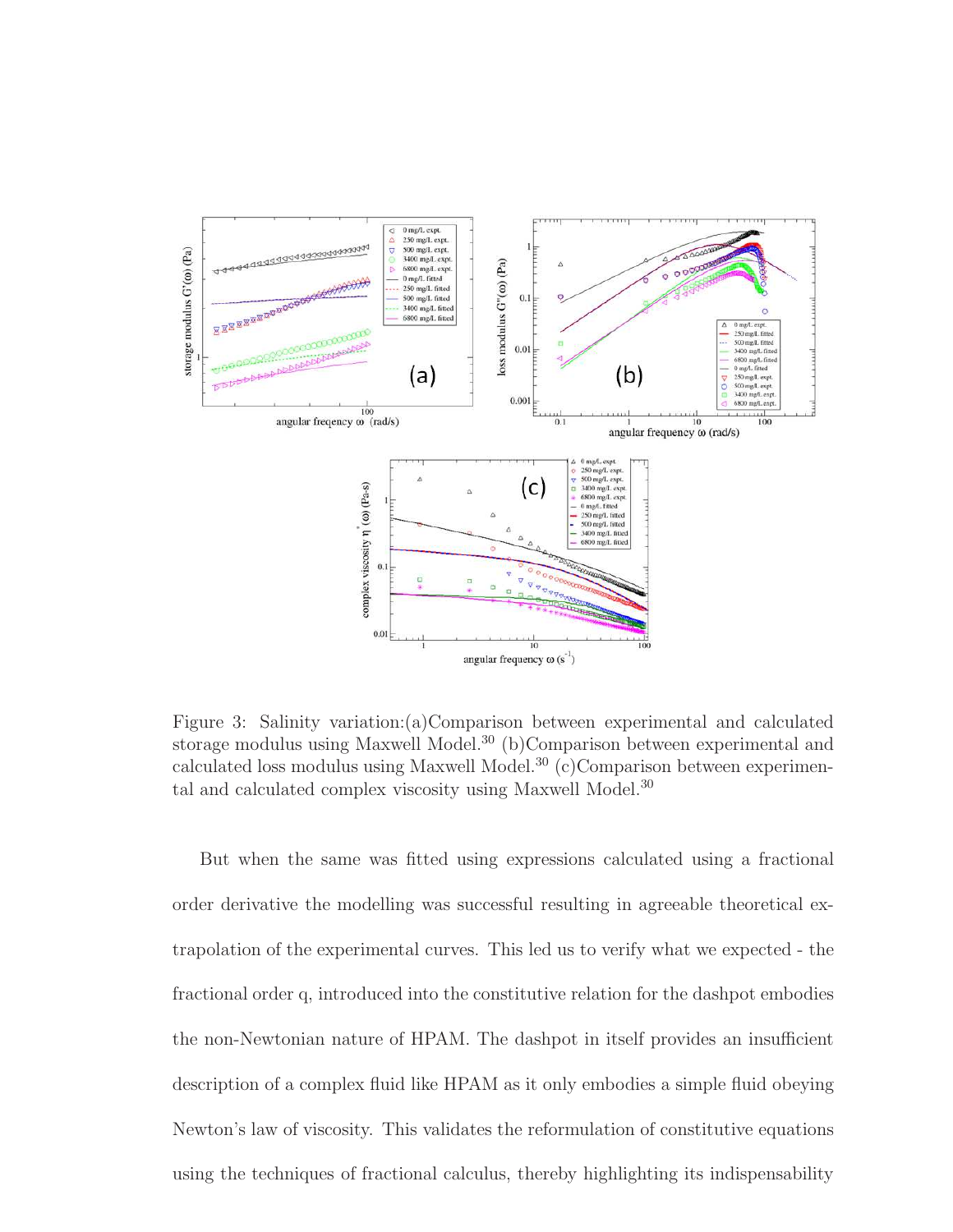Figure 3: Salinity variation:(a)Comparison between experimental and calculated storage modulus using Maxwell Model.[30] (b)Comparison between experimental and calculated loss modulus using Maxwell Model.[30] (c)Comparison between experimental and calculated complex viscosity using Maxwell Model.[30]

But when the same was fitted using expressions calculated using a fractional order derivative the modelling was successful resulting in agreeable theoretical extrapolation of the experimental curves. This led us to verify what we expected - the fractional order q, introduced into the constitutive relation for the dashpot embodies the non-Newtonian nature of HPAM. The dashpot in itself provides an insufficient description of a complex fluid like HPAM as it only embodies a simple fluid obeying Newton's law of viscosity. This validates the reformulation of constitutive equations using the techniques of fractional calculus, thereby highlighting its indispensability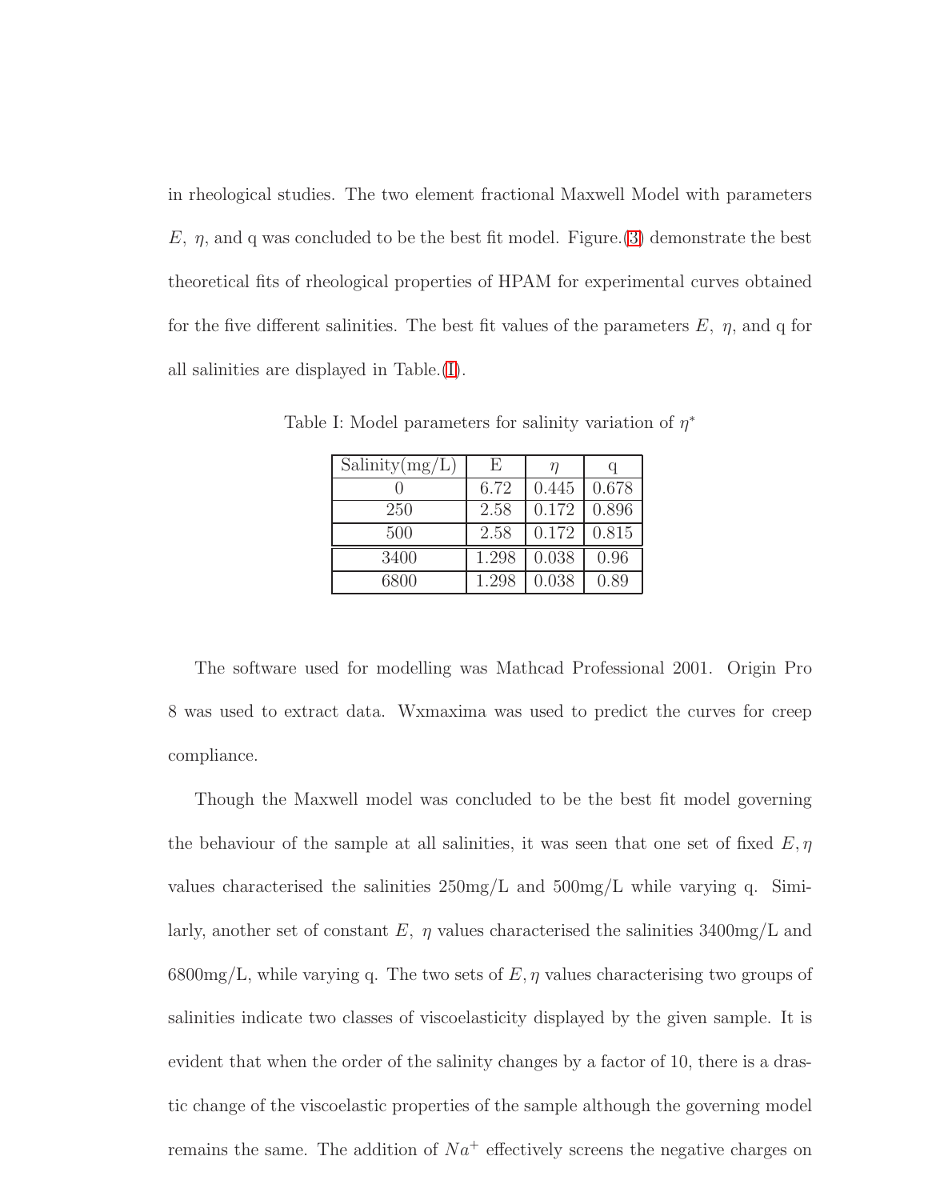in rheological studies. The two element fractional Maxwell Model with parameters $E$, $\eta$, and q was concluded to be the best fit model. Figure.(3) demonstrate the best theoretical fits of rheological properties of HPAM for experimental curves obtained for the five different salinities. The best fit values of the parameters $E$, $\eta$, and q for all salinities are displayed in Table.(I).

Table I: Model parameters for salinity variation of $\eta^*$

| Salinity(mg/L) | E | $\eta$ | q |
|---|---|---|---|
| 0 | 6.72 | 0.445 | 0.678 |
| 250 | 2.58 | 0.172 | 0.896 |
| 500 | 2.58 | 0.172 | 0.815 |
| 3400 | 1.298 | 0.038 | 0.96 |
| 6800 | 1.298 | 0.038 | 0.89 |

The software used for modelling was Mathcad Professional 2001. Origin Pro 8 was used to extract data. Wxmaxima was used to predict the curves for creep compliance.

Though the Maxwell model was concluded to be the best fit model governing the behaviour of the sample at all salinities, it was seen that one set of fixed $E, \eta$ values characterised the salinities 250mg/L and 500mg/L while varying q. Similarly, another set of constant $E$, $\eta$ values characterised the salinities 3400mg/L and 6800mg/L, while varying q. The two sets of $E, \eta$ values characterising two groups of salinities indicate two classes of viscoelasticity displayed by the given sample. It is evident that when the order of the salinity changes by a factor of 10, there is a drastic change of the viscoelastic properties of the sample although the governing model remains the same. The addition of $Na^+$ effectively screens the negative charges on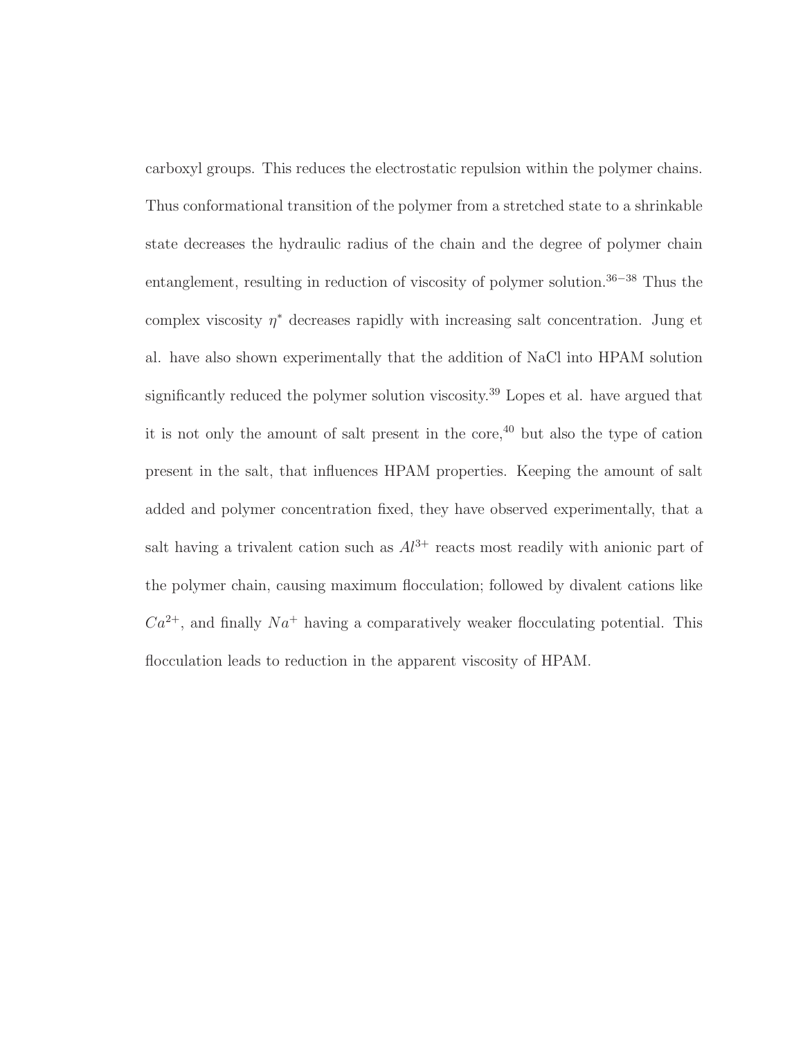carboxyl groups. This reduces the electrostatic repulsion within the polymer chains. Thus conformational transition of the polymer from a stretched state to a shrinkable state decreases the hydraulic radius of the chain and the degree of polymer chain entanglement, resulting in reduction of viscosity of polymer solution.[36–38] Thus the complex viscosity $\eta^*$ decreases rapidly with increasing salt concentration. Jung et al. have also shown experimentally that the addition of NaCl into HPAM solution significantly reduced the polymer solution viscosity.[39] Lopes et al. have argued that it is not only the amount of salt present in the core,[40] but also the type of cation present in the salt, that influences HPAM properties. Keeping the amount of salt added and polymer concentration fixed, they have observed experimentally, that a salt having a trivalent cation such as $Al^{3+}$ reacts most readily with anionic part of the polymer chain, causing maximum flocculation; followed by divalent cations like $Ca^{2+}$, and finally $Na^{+}$ having a comparatively weaker flocculating potential. This flocculation leads to reduction in the apparent viscosity of HPAM.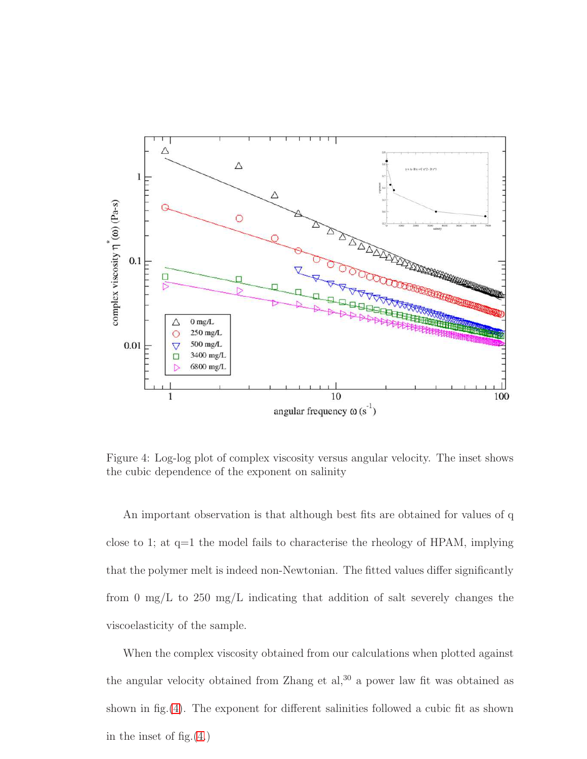Figure 4: Log-log plot of complex viscosity versus angular velocity. The inset shows the cubic dependence of the exponent on salinity

An important observation is that although best fits are obtained for values of q close to 1; at q=1 the model fails to characterise the rheology of HPAM, implying that the polymer melt is indeed non-Newtonian. The fitted values differ significantly from 0 mg/L to 250 mg/L indicating that addition of salt severely changes the viscoelasticity of the sample.

When the complex viscosity obtained from our calculations when plotted against the angular velocity obtained from Zhang et al,[30] a power law fit was obtained as shown in fig.(4). The exponent for different salinities followed a cubic fit as shown in the inset of fig.(4.)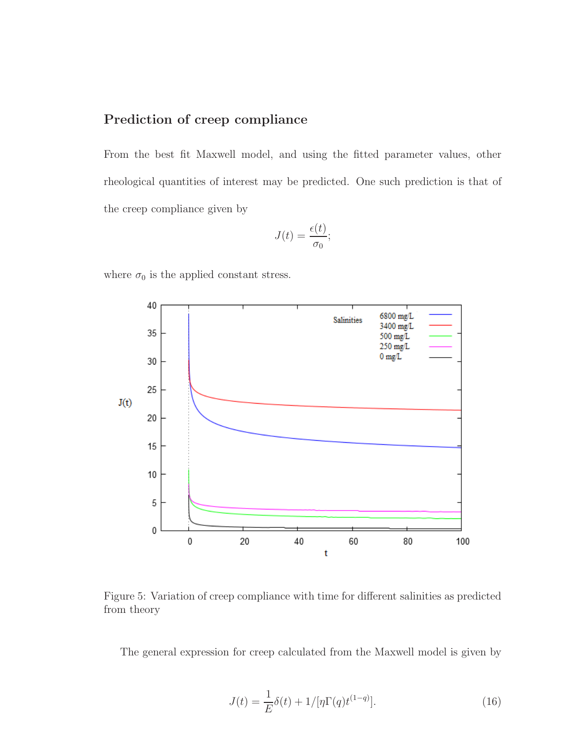## Prediction of creep compliance

From the best fit Maxwell model, and using the fitted parameter values, other rheological quantities of interest may be predicted. One such prediction is that of the creep compliance given by

$$J(t) = \frac{\epsilon(t)}{\sigma_0};$$

where $\sigma_0$ is the applied constant stress.

Figure 5: Variation of creep compliance with time for different salinities as predicted from theory

The general expression for creep calculated from the Maxwell model is given by

$$J(t) = \frac{1}{E}\delta(t) + 1/[\eta\Gamma(q)t^{(1-q)}]. \tag{16}$$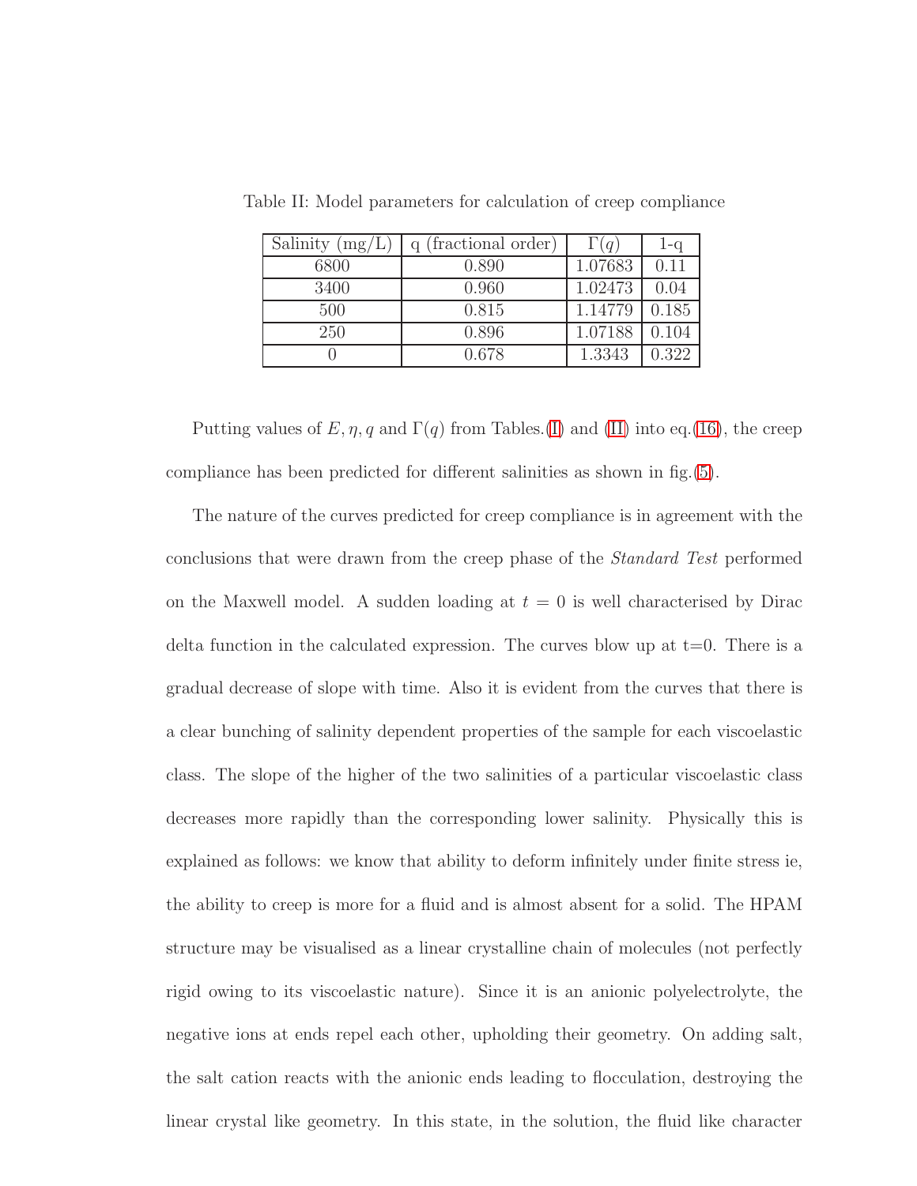Table II: Model parameters for calculation of creep compliance

| Salinity (mg/L) | q (fractional order) | $\Gamma(q)$ | 1-q |
|---|---|---|---|
| 6800 | 0.890 | 1.07683 | 0.11 |
| 3400 | 0.960 | 1.02473 | 0.04 |
| 500 | 0.815 | 1.14779 | 0.185 |
| 250 | 0.896 | 1.07188 | 0.104 |
| 0 | 0.678 | 1.3343 | 0.322 |

Putting values of $E, \eta, q$ and $\Gamma(q)$ from Tables.(I) and (II) into eq.(16), the creep compliance has been predicted for different salinities as shown in fig.(5).

The nature of the curves predicted for creep compliance is in agreement with the conclusions that were drawn from the creep phase of the *Standard Test* performed on the Maxwell model. A sudden loading at $t = 0$ is well characterised by Dirac delta function in the calculated expression. The curves blow up at t=0. There is a gradual decrease of slope with time. Also it is evident from the curves that there is a clear bunching of salinity dependent properties of the sample for each viscoelastic class. The slope of the higher of the two salinities of a particular viscoelastic class decreases more rapidly than the corresponding lower salinity. Physically this is explained as follows: we know that ability to deform infinitely under finite stress ie, the ability to creep is more for a fluid and is almost absent for a solid. The HPAM structure may be visualised as a linear crystalline chain of molecules (not perfectly rigid owing to its viscoelastic nature). Since it is an anionic polyelectrolyte, the negative ions at ends repel each other, upholding their geometry. On adding salt, the salt cation reacts with the anionic ends leading to flocculation, destroying the linear crystal like geometry. In this state, in the solution, the fluid like character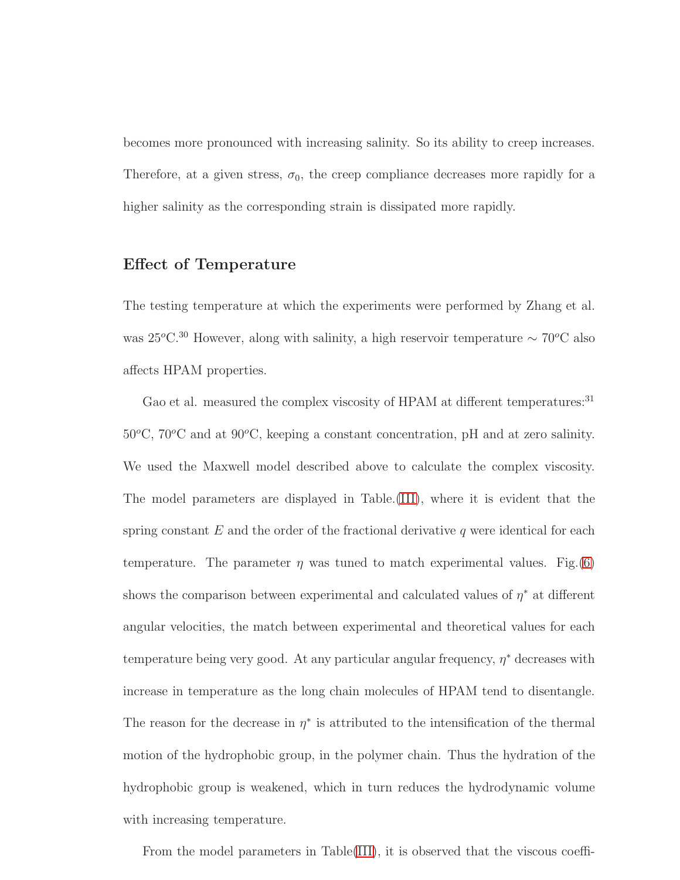becomes more pronounced with increasing salinity. So its ability to creep increases. Therefore, at a given stress, $\sigma_0$, the creep compliance decreases more rapidly for a higher salinity as the corresponding strain is dissipated more rapidly.

## Effect of Temperature

The testing temperature at which the experiments were performed by Zhang et al. was $25^o$C.[30] However, along with salinity, a high reservoir temperature $\sim 70^o$C also affects HPAM properties.

Gao et al. measured the complex viscosity of HPAM at different temperatures:[31] $50^o$C, $70^o$C and at $90^o$C, keeping a constant concentration, pH and at zero salinity. We used the Maxwell model described above to calculate the complex viscosity. The model parameters are displayed in Table.(III), where it is evident that the spring constant $E$ and the order of the fractional derivative $q$ were identical for each temperature. The parameter $\eta$ was tuned to match experimental values. Fig.(6) shows the comparison between experimental and calculated values of $\eta^*$ at different angular velocities, the match between experimental and theoretical values for each temperature being very good. At any particular angular frequency, $\eta^*$ decreases with increase in temperature as the long chain molecules of HPAM tend to disentangle. The reason for the decrease in $\eta^*$ is attributed to the intensification of the thermal motion of the hydrophobic group, in the polymer chain. Thus the hydration of the hydrophobic group is weakened, which in turn reduces the hydrodynamic volume with increasing temperature.

From the model parameters in Table(III), it is observed that the viscous coeffi-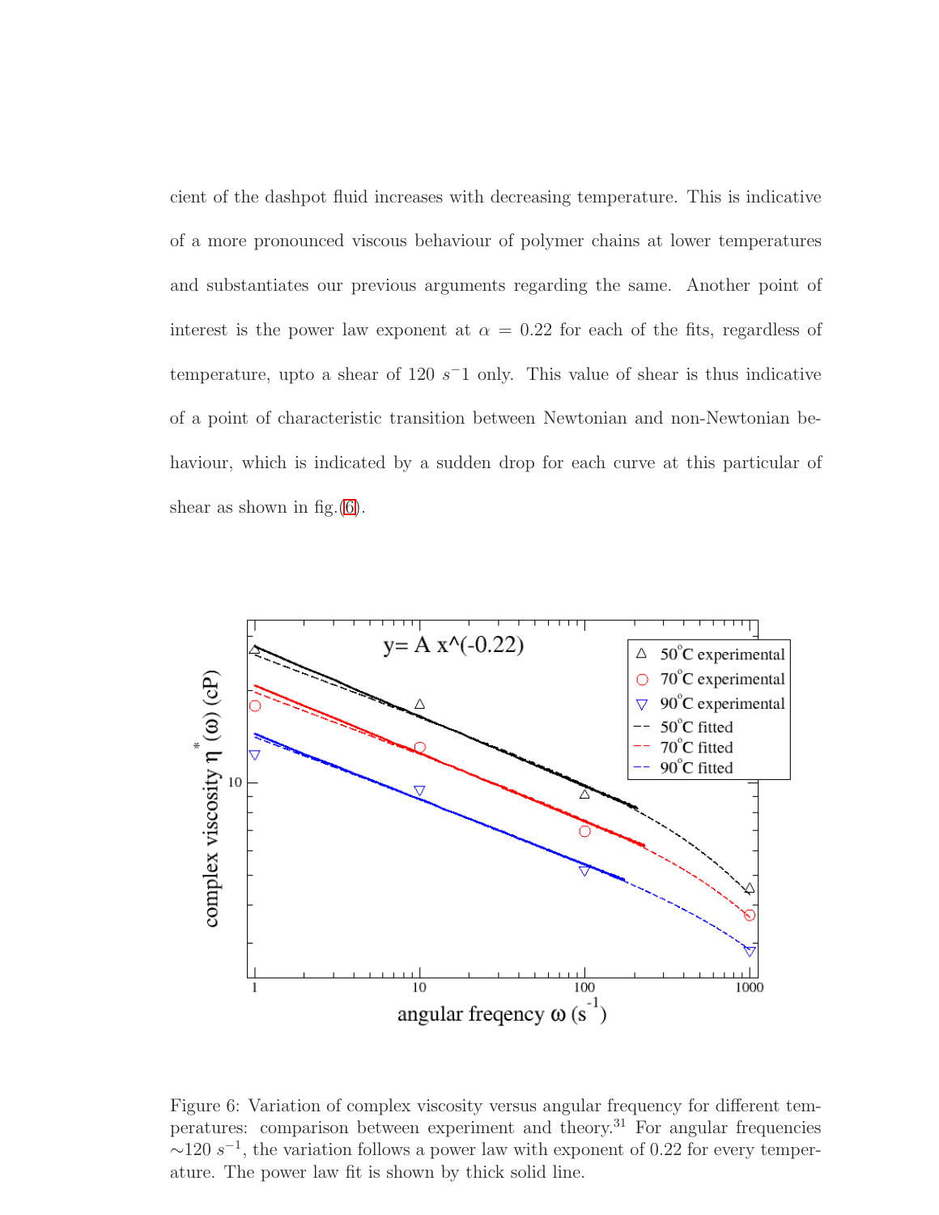cient of the dashpot fluid increases with decreasing temperature. This is indicative of a more pronounced viscous behaviour of polymer chains at lower temperatures and substantiates our previous arguments regarding the same. Another point of interest is the power law exponent at $\alpha = 0.22$ for each of the fits, regardless of temperature, upto a shear of 120 $s^{-}1$ only. This value of shear is thus indicative of a point of characteristic transition between Newtonian and non-Newtonian behaviour, which is indicated by a sudden drop for each curve at this particular of shear as shown in fig.(6).

Figure 6: Variation of complex viscosity versus angular frequency for different temperatures: comparison between experiment and theory.[31] For angular frequencies ~120 $s^{-1}$, the variation follows a power law with exponent of 0.22 for every temperature. The power law fit is shown by thick solid line.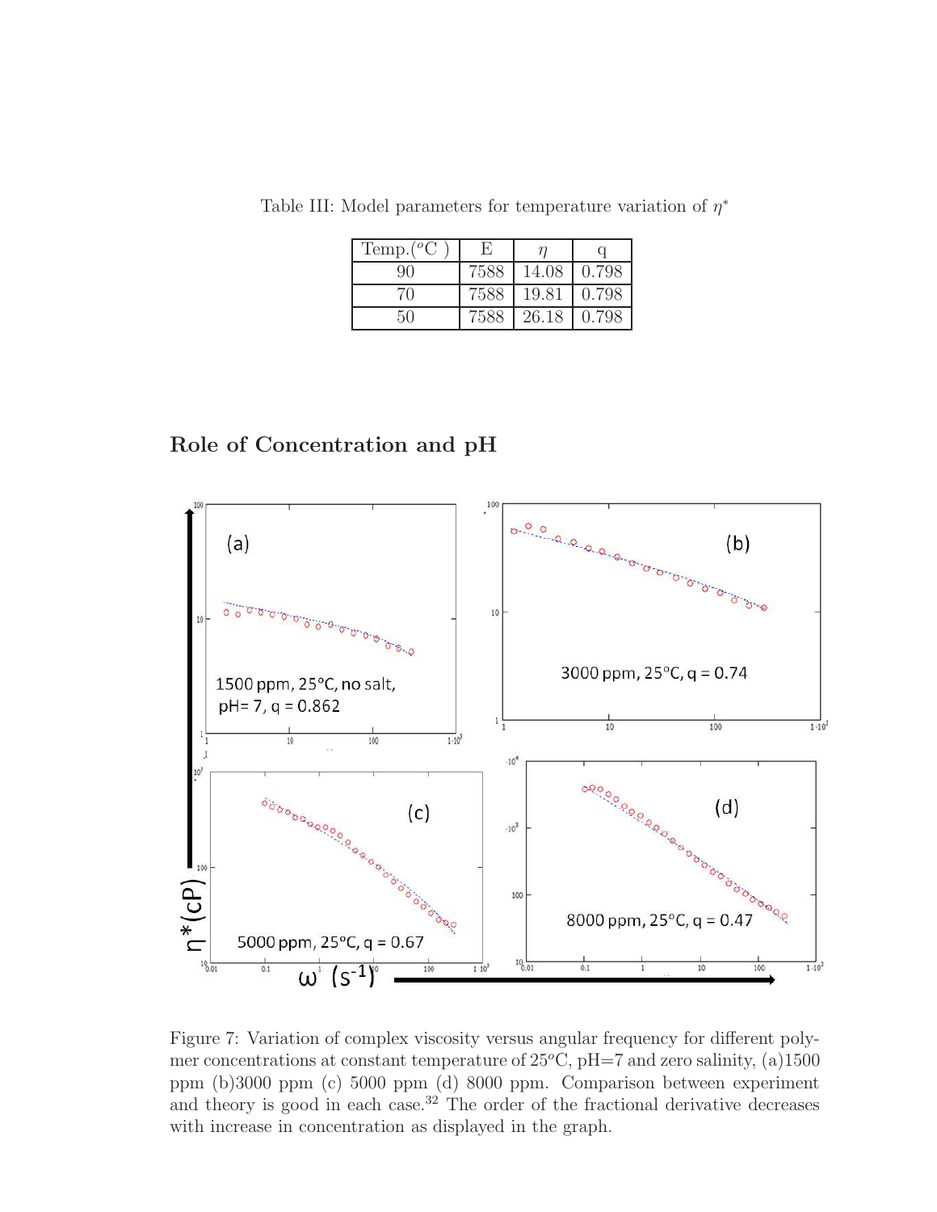Table III: Model parameters for temperature variation of $\eta^*$

| Temp.($^o$C ) | E | $\eta$ | q |
|---|---|---|---|
| 90 | 7588 | 14.08 | 0.798 |
| 70 | 7588 | 19.81 | 0.798 |
| 50 | 7588 | 26.18 | 0.798 |

## Role of Concentration and pH

Figure 7: Variation of complex viscosity versus angular frequency for different polymer concentrations at constant temperature of 25$^o$C, pH=7 and zero salinity, (a)1500 ppm (b)3000 ppm (c) 5000 ppm (d) 8000 ppm. Comparison between experiment and theory is good in each case.[32] The order of the fractional derivative decreases with increase in concentration as displayed in the graph.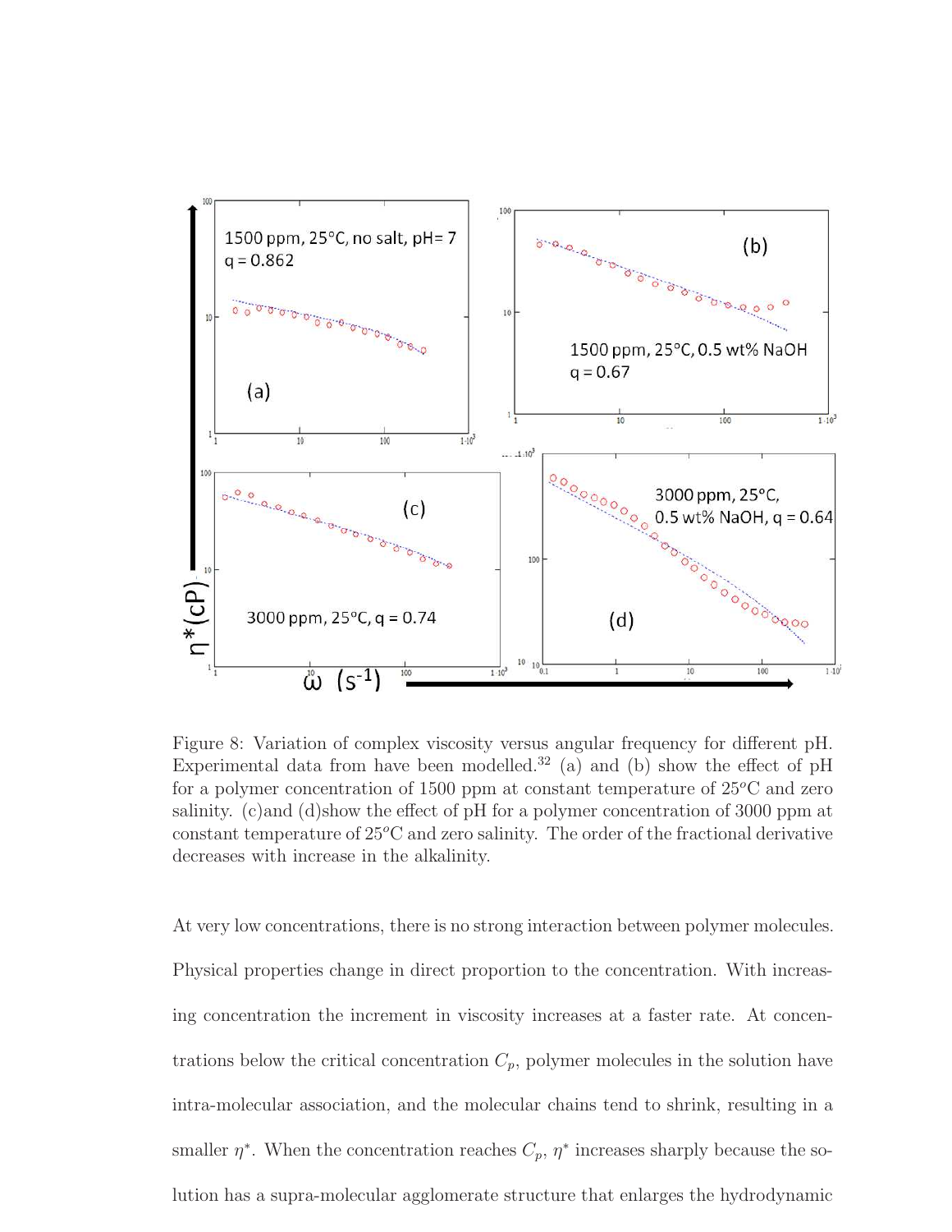Figure 8: Variation of complex viscosity versus angular frequency for different pH. Experimental data from have been modelled.[32] (a) and (b) show the effect of pH for a polymer concentration of 1500 ppm at constant temperature of 25$^o$C and zero salinity. (c)and (d)show the effect of pH for a polymer concentration of 3000 ppm at constant temperature of 25$^o$C and zero salinity. The order of the fractional derivative decreases with increase in the alkalinity.

At very low concentrations, there is no strong interaction between polymer molecules. Physical properties change in direct proportion to the concentration. With increasing concentration the increment in viscosity increases at a faster rate. At concentrations below the critical concentration $C_p$, polymer molecules in the solution have intra-molecular association, and the molecular chains tend to shrink, resulting in a smaller $\eta^*$. When the concentration reaches $C_p$, $\eta^*$ increases sharply because the solution has a supra-molecular agglomerate structure that enlarges the hydrodynamic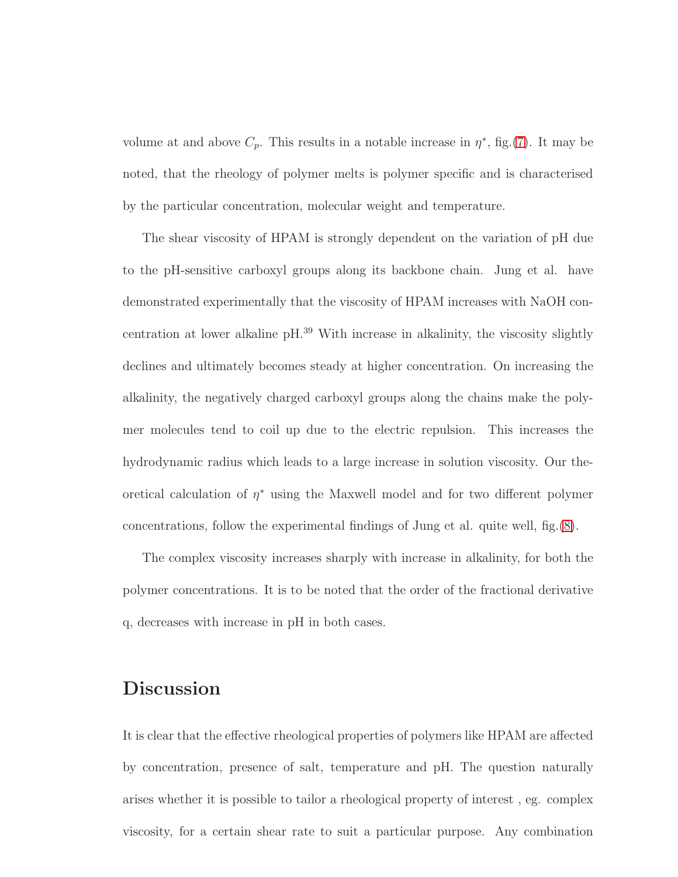volume at and above $C_p$. This results in a notable increase in $\eta^*$, fig.(7). It may be noted, that the rheology of polymer melts is polymer specific and is characterised by the particular concentration, molecular weight and temperature.

The shear viscosity of HPAM is strongly dependent on the variation of pH due to the pH-sensitive carboxyl groups along its backbone chain. Jung et al. have demonstrated experimentally that the viscosity of HPAM increases with NaOH concentration at lower alkaline pH.[39] With increase in alkalinity, the viscosity slightly declines and ultimately becomes steady at higher concentration. On increasing the alkalinity, the negatively charged carboxyl groups along the chains make the polymer molecules tend to coil up due to the electric repulsion. This increases the hydrodynamic radius which leads to a large increase in solution viscosity. Our theoretical calculation of $\eta^*$ using the Maxwell model and for two different polymer concentrations, follow the experimental findings of Jung et al. quite well, fig.(8).

The complex viscosity increases sharply with increase in alkalinity, for both the polymer concentrations. It is to be noted that the order of the fractional derivative q, decreases with increase in pH in both cases.

## Discussion

It is clear that the effective rheological properties of polymers like HPAM are affected by concentration, presence of salt, temperature and pH. The question naturally arises whether it is possible to tailor a rheological property of interest , eg. complex viscosity, for a certain shear rate to suit a particular purpose. Any combination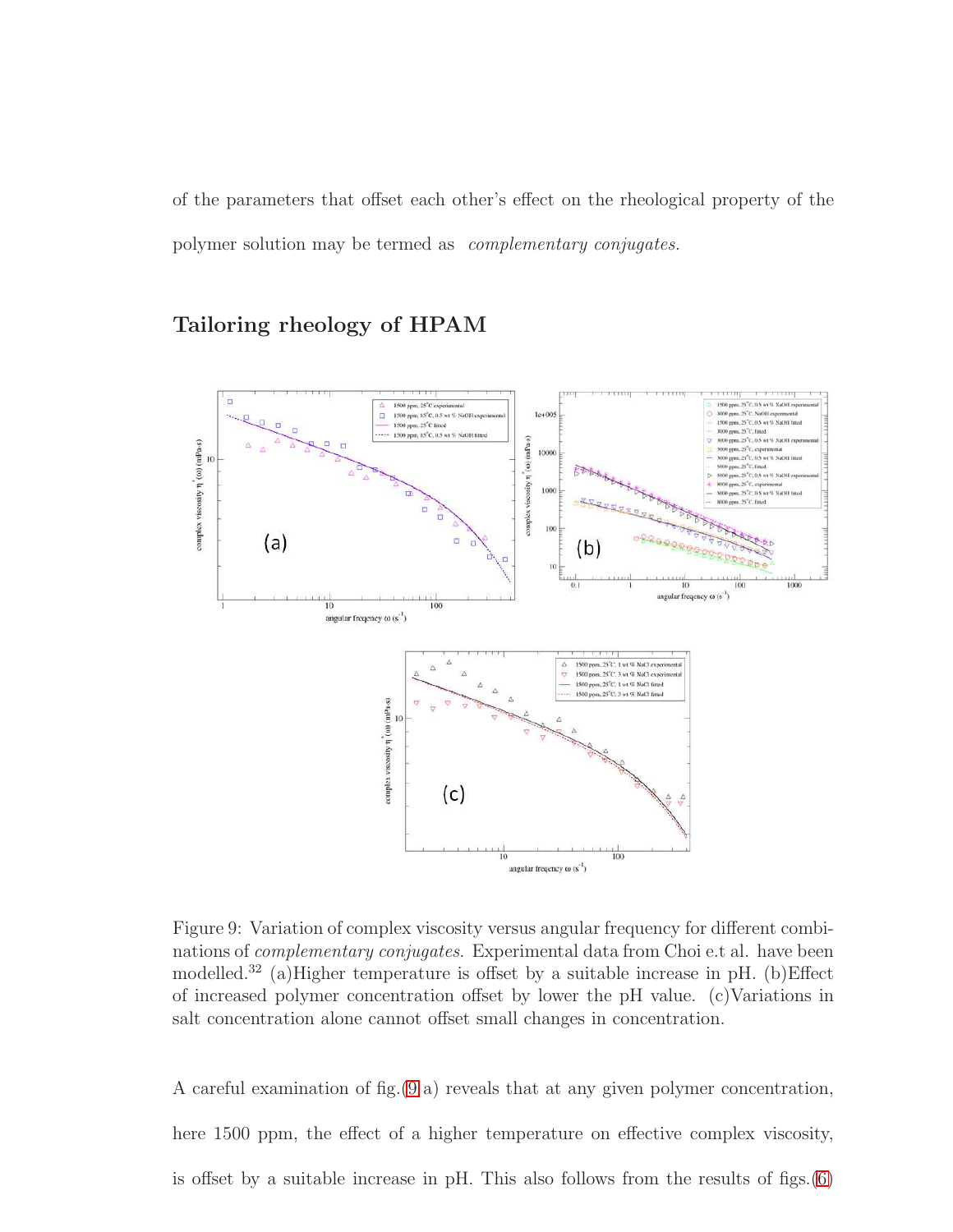of the parameters that offset each other's effect on the rheological property of the polymer solution may be termed as *complementary conjugates.*

## Tailoring rheology of HPAM

Figure 9: Variation of complex viscosity versus angular frequency for different combinations of *complementary conjugates*. Experimental data from Choi e.t al. have been modelled.[32] (a)Higher temperature is offset by a suitable increase in pH. (b)Effect of increased polymer concentration offset by lower the pH value. (c)Variations in salt concentration alone cannot offset small changes in concentration.

A careful examination of fig.(9 a) reveals that at any given polymer concentration, here 1500 ppm, the effect of a higher temperature on effective complex viscosity, is offset by a suitable increase in pH. This also follows from the results of figs.(6)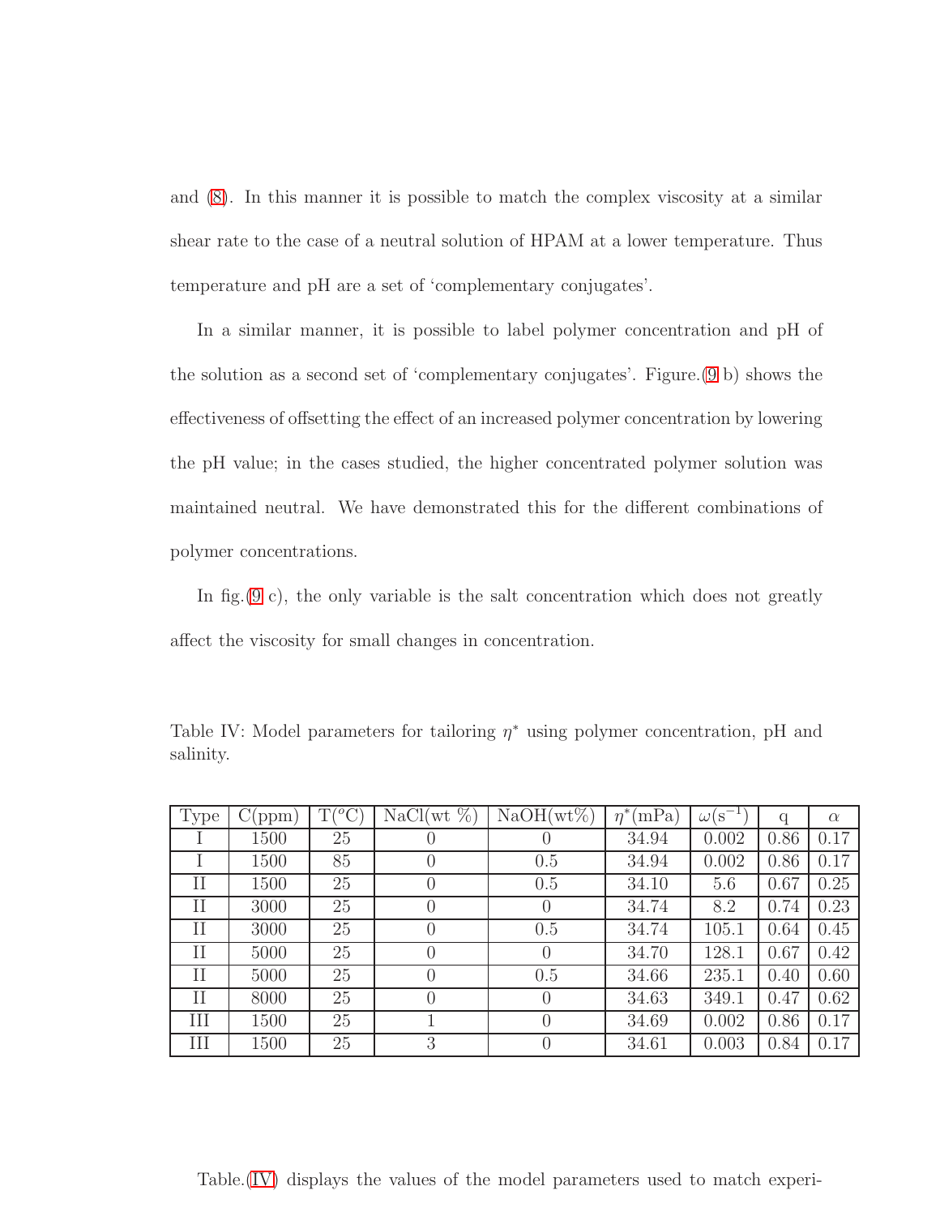and (8). In this manner it is possible to match the complex viscosity at a similar shear rate to the case of a neutral solution of HPAM at a lower temperature. Thus temperature and pH are a set of 'complementary conjugates'.

In a similar manner, it is possible to label polymer concentration and pH of the solution as a second set of 'complementary conjugates'. Figure.(9 b) shows the effectiveness of offsetting the effect of an increased polymer concentration by lowering the pH value; in the cases studied, the higher concentrated polymer solution was maintained neutral. We have demonstrated this for the different combinations of polymer concentrations.

In fig.(9 c), the only variable is the salt concentration which does not greatly affect the viscosity for small changes in concentration.

Table IV: Model parameters for tailoring $\eta^*$ using polymer concentration, pH and salinity.

| Type | C(ppm) | T($^o$C) | NaCl(wt %) | NaOH(wt%) | $\eta^*$(mPa) | $\omega$(s$^{-1}$) | q | $\alpha$ |
|---|---|---|---|---|---|---|---|---|
| I | 1500 | 25 | 0 | 0 | 34.94 | 0.002 | 0.86 | 0.17 |
| I | 1500 | 85 | 0 | 0.5 | 34.94 | 0.002 | 0.86 | 0.17 |
| II | 1500 | 25 | 0 | 0.5 | 34.10 | 5.6 | 0.67 | 0.25 |
| II | 3000 | 25 | 0 | 0 | 34.74 | 8.2 | 0.74 | 0.23 |
| II | 3000 | 25 | 0 | 0.5 | 34.74 | 105.1 | 0.64 | 0.45 |
| II | 5000 | 25 | 0 | 0 | 34.70 | 128.1 | 0.67 | 0.42 |
| II | 5000 | 25 | 0 | 0.5 | 34.66 | 235.1 | 0.40 | 0.60 |
| II | 8000 | 25 | 0 | 0 | 34.63 | 349.1 | 0.47 | 0.62 |
| III | 1500 | 25 | 1 | 0 | 34.69 | 0.002 | 0.86 | 0.17 |
| III | 1500 | 25 | 3 | 0 | 34.61 | 0.003 | 0.84 | 0.17 |

Table.(IV) displays the values of the model parameters used to match experi-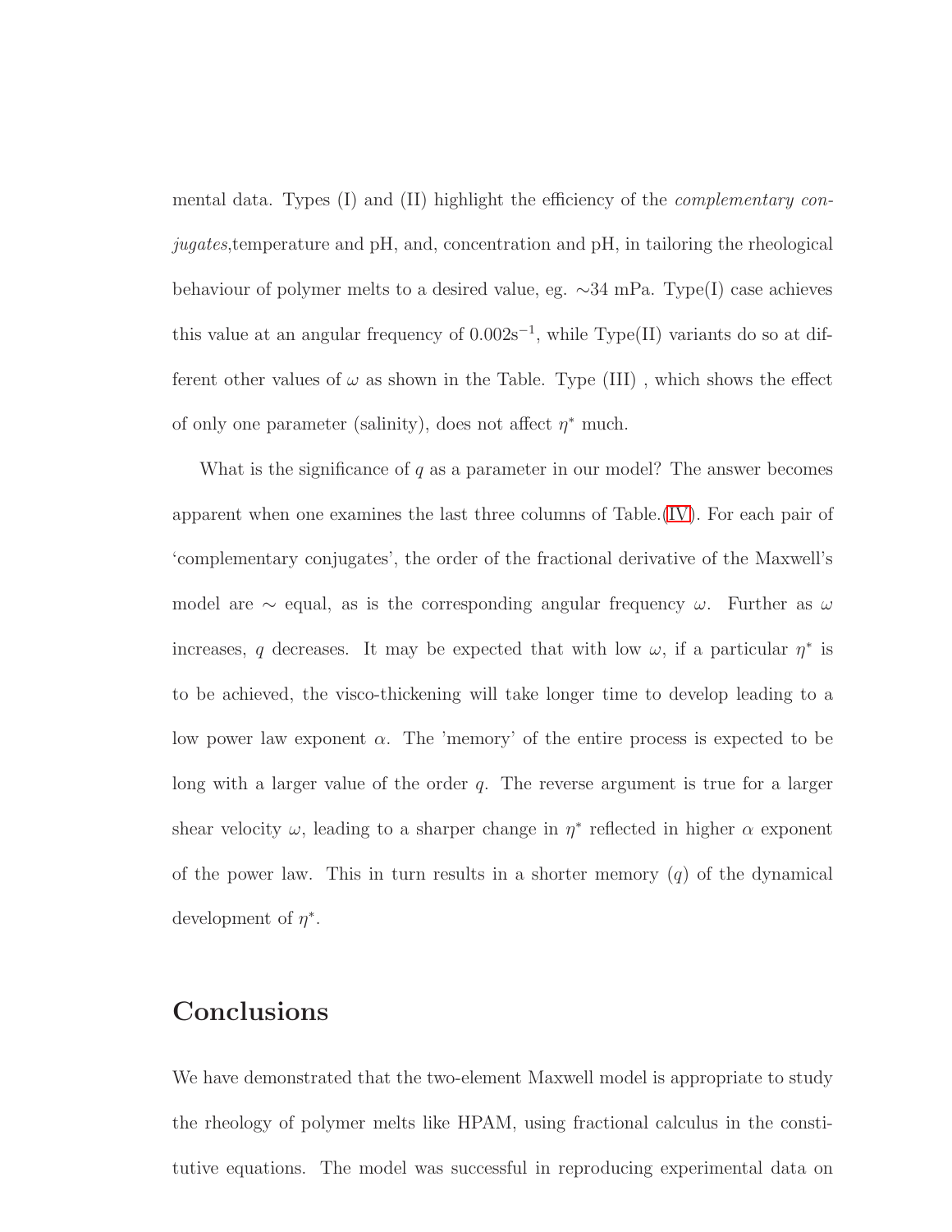mental data. Types (I) and (II) highlight the efficiency of the *complementary conjugates*,temperature and pH, and, concentration and pH, in tailoring the rheological behaviour of polymer melts to a desired value, eg. ∼34 mPa. Type(I) case achieves this value at an angular frequency of 0.002s$^{-1}$, while Type(II) variants do so at different other values of $\omega$ as shown in the Table. Type (III) , which shows the effect of only one parameter (salinity), does not affect $\eta^*$ much.

What is the significance of $q$ as a parameter in our model? The answer becomes apparent when one examines the last three columns of Table.(IV). For each pair of 'complementary conjugates', the order of the fractional derivative of the Maxwell's model are ∼ equal, as is the corresponding angular frequency $\omega$. Further as $\omega$ increases, $q$ decreases. It may be expected that with low $\omega$, if a particular $\eta^*$ is to be achieved, the visco-thickening will take longer time to develop leading to a low power law exponent $\alpha$. The 'memory' of the entire process is expected to be long with a larger value of the order $q$. The reverse argument is true for a larger shear velocity $\omega$, leading to a sharper change in $\eta^*$ reflected in higher $\alpha$ exponent of the power law. This in turn results in a shorter memory ($q$) of the dynamical development of $\eta^*$.

# Conclusions

We have demonstrated that the two-element Maxwell model is appropriate to study the rheology of polymer melts like HPAM, using fractional calculus in the constitutive equations. The model was successful in reproducing experimental data on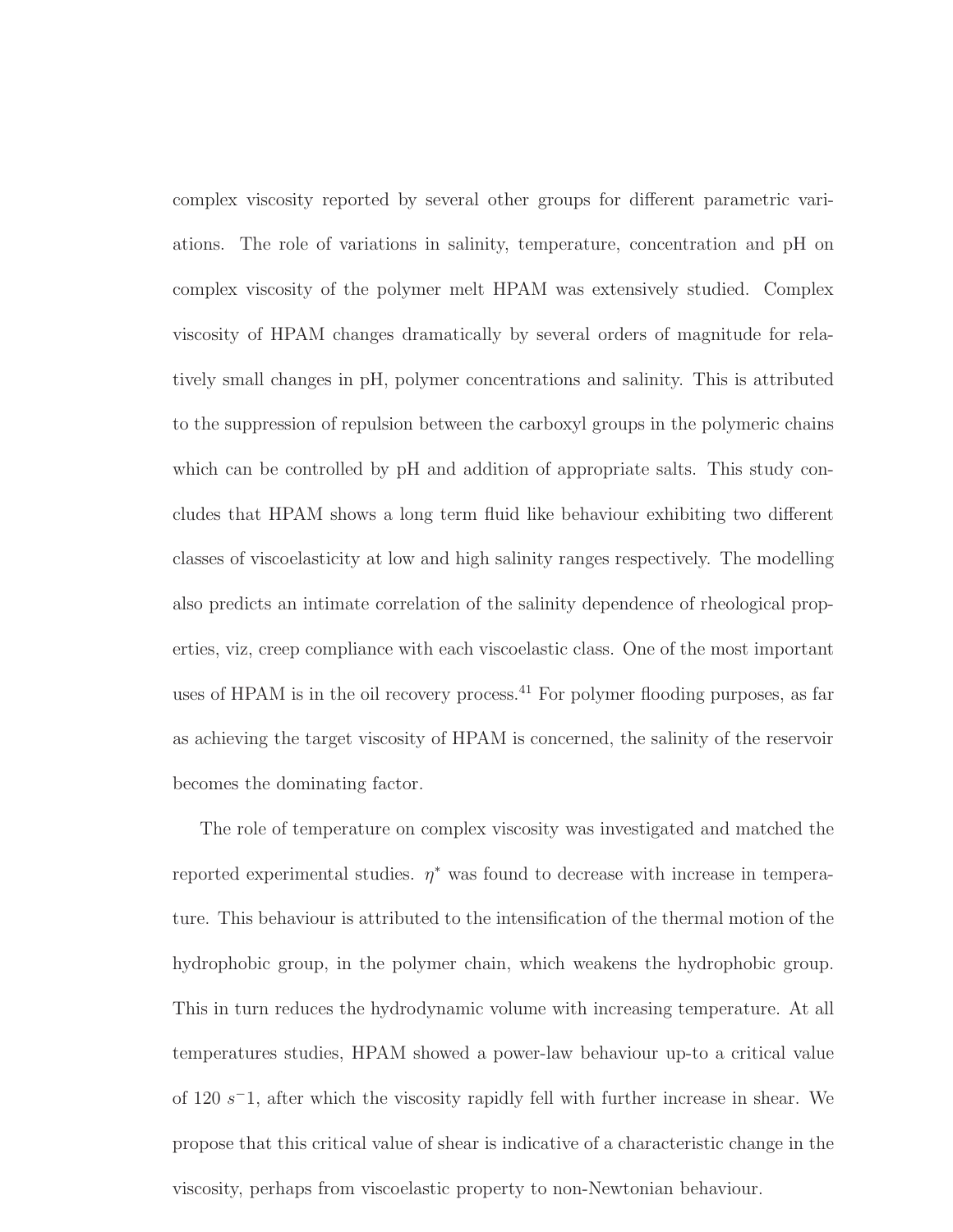complex viscosity reported by several other groups for different parametric variations. The role of variations in salinity, temperature, concentration and pH on complex viscosity of the polymer melt HPAM was extensively studied. Complex viscosity of HPAM changes dramatically by several orders of magnitude for relatively small changes in pH, polymer concentrations and salinity. This is attributed to the suppression of repulsion between the carboxyl groups in the polymeric chains which can be controlled by pH and addition of appropriate salts. This study concludes that HPAM shows a long term fluid like behaviour exhibiting two different classes of viscoelasticity at low and high salinity ranges respectively. The modelling also predicts an intimate correlation of the salinity dependence of rheological properties, viz, creep compliance with each viscoelastic class. One of the most important uses of HPAM is in the oil recovery process.[41] For polymer flooding purposes, as far as achieving the target viscosity of HPAM is concerned, the salinity of the reservoir becomes the dominating factor.

The role of temperature on complex viscosity was investigated and matched the reported experimental studies. $\eta^*$ was found to decrease with increase in temperature. This behaviour is attributed to the intensification of the thermal motion of the hydrophobic group, in the polymer chain, which weakens the hydrophobic group. This in turn reduces the hydrodynamic volume with increasing temperature. At all temperatures studies, HPAM showed a power-law behaviour up-to a critical value of 120 $s^-1$, after which the viscosity rapidly fell with further increase in shear. We propose that this critical value of shear is indicative of a characteristic change in the viscosity, perhaps from viscoelastic property to non-Newtonian behaviour.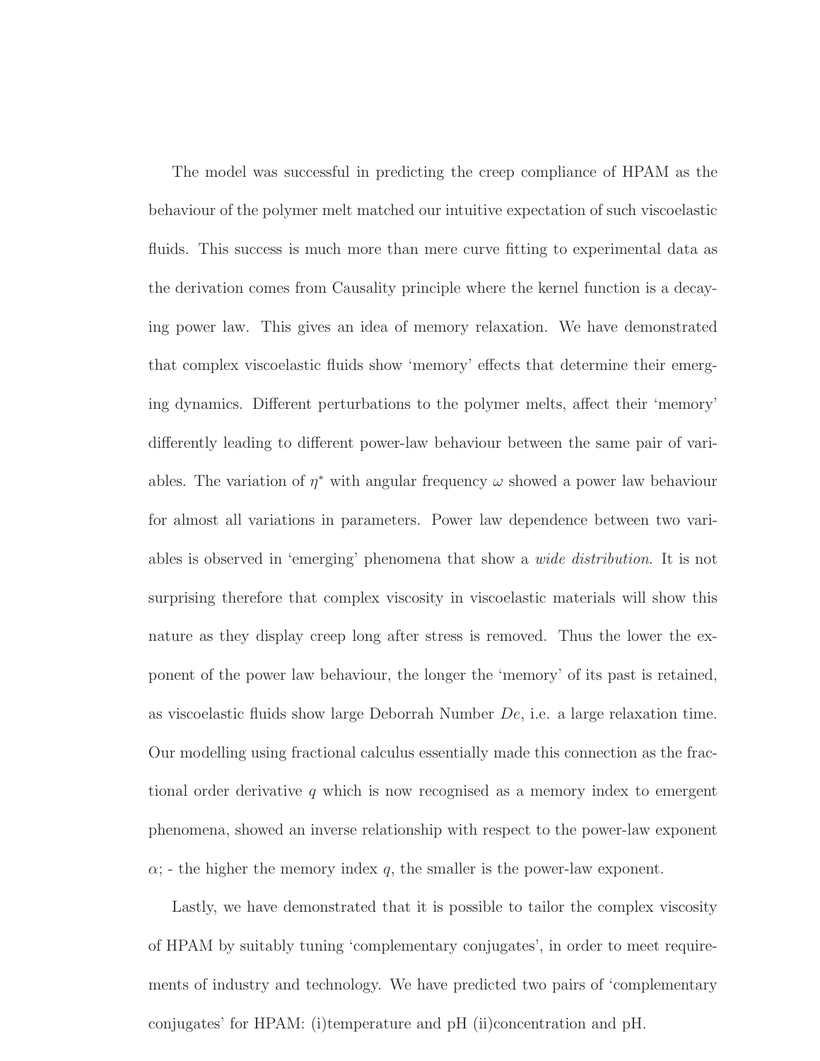The model was successful in predicting the creep compliance of HPAM as the behaviour of the polymer melt matched our intuitive expectation of such viscoelastic fluids. This success is much more than mere curve fitting to experimental data as the derivation comes from Causality principle where the kernel function is a decaying power law. This gives an idea of memory relaxation. We have demonstrated that complex viscoelastic fluids show 'memory' effects that determine their emerging dynamics. Different perturbations to the polymer melts, affect their 'memory' differently leading to different power-law behaviour between the same pair of variables. The variation of $\eta^*$ with angular frequency $\omega$ showed a power law behaviour for almost all variations in parameters. Power law dependence between two variables is observed in 'emerging' phenomena that show a *wide distribution*. It is not surprising therefore that complex viscosity in viscoelastic materials will show this nature as they display creep long after stress is removed. Thus the lower the exponent of the power law behaviour, the longer the 'memory' of its past is retained, as viscoelastic fluids show large Deborrah Number $De$, i.e. a large relaxation time. Our modelling using fractional calculus essentially made this connection as the fractional order derivative $q$ which is now recognised as a memory index to emergent phenomena, showed an inverse relationship with respect to the power-law exponent $\alpha$; - the higher the memory index $q$, the smaller is the power-law exponent.

Lastly, we have demonstrated that it is possible to tailor the complex viscosity of HPAM by suitably tuning 'complementary conjugates', in order to meet requirements of industry and technology. We have predicted two pairs of 'complementary conjugates' for HPAM: (i)temperature and pH (ii)concentration and pH.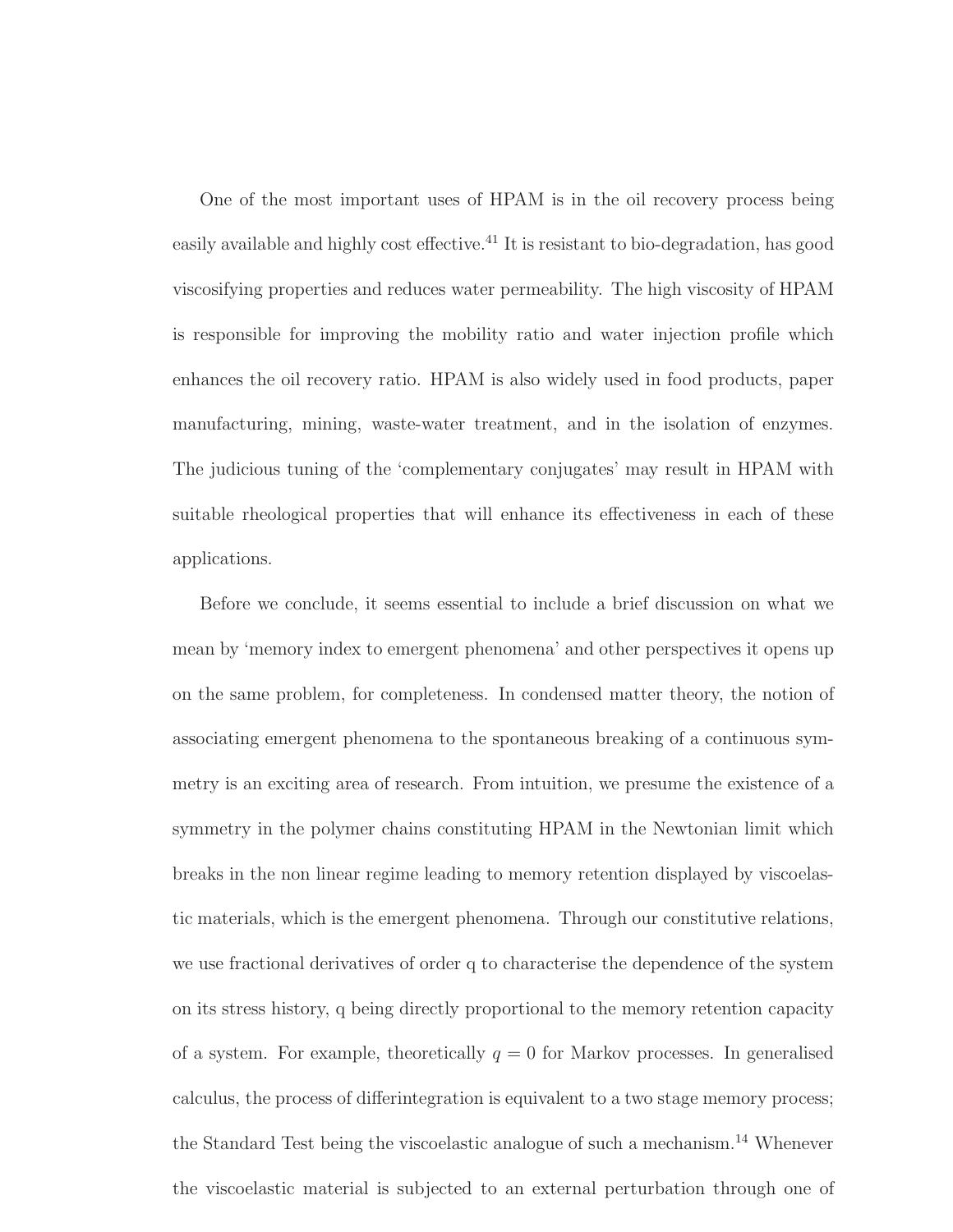One of the most important uses of HPAM is in the oil recovery process being easily available and highly cost effective.[41] It is resistant to bio-degradation, has good viscosifying properties and reduces water permeability. The high viscosity of HPAM is responsible for improving the mobility ratio and water injection profile which enhances the oil recovery ratio. HPAM is also widely used in food products, paper manufacturing, mining, waste-water treatment, and in the isolation of enzymes. The judicious tuning of the 'complementary conjugates' may result in HPAM with suitable rheological properties that will enhance its effectiveness in each of these applications.

Before we conclude, it seems essential to include a brief discussion on what we mean by 'memory index to emergent phenomena' and other perspectives it opens up on the same problem, for completeness. In condensed matter theory, the notion of associating emergent phenomena to the spontaneous breaking of a continuous symmetry is an exciting area of research. From intuition, we presume the existence of a symmetry in the polymer chains constituting HPAM in the Newtonian limit which breaks in the non linear regime leading to memory retention displayed by viscoelastic materials, which is the emergent phenomena. Through our constitutive relations, we use fractional derivatives of order q to characterise the dependence of the system on its stress history, q being directly proportional to the memory retention capacity of a system. For example, theoretically $q = 0$ for Markov processes. In generalised calculus, the process of differintegration is equivalent to a two stage memory process; the Standard Test being the viscoelastic analogue of such a mechanism.[14] Whenever the viscoelastic material is subjected to an external perturbation through one of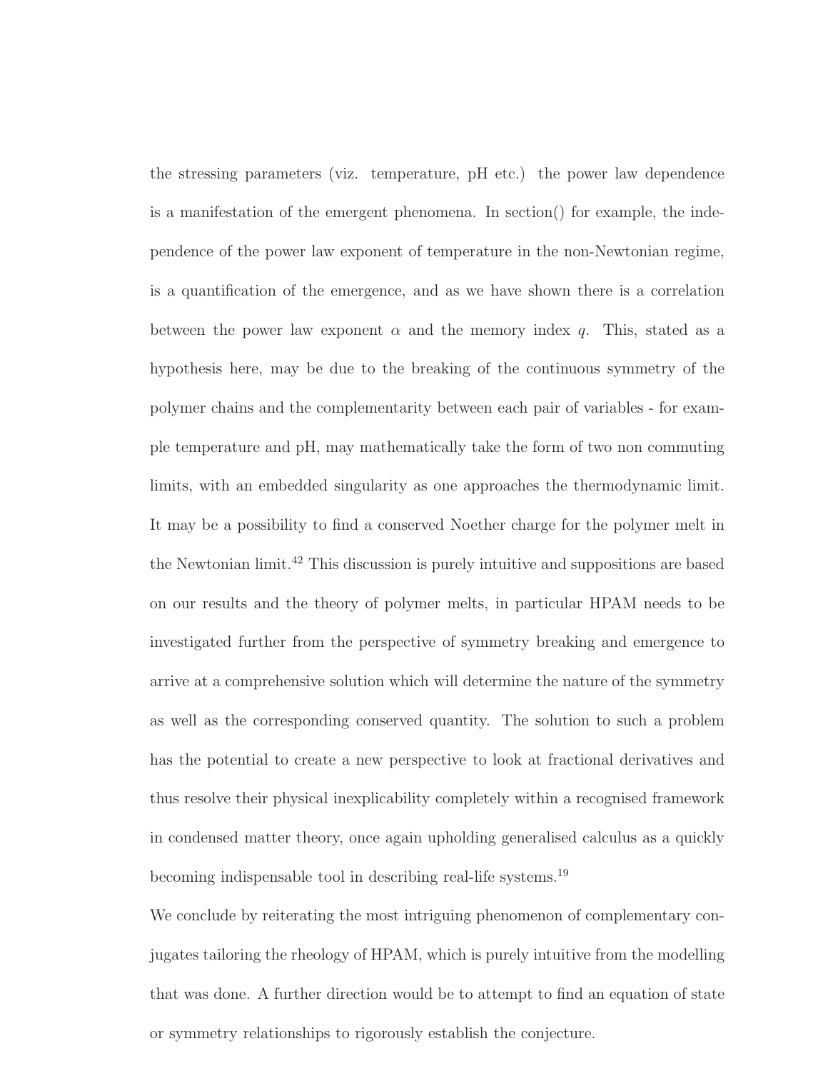the stressing parameters (viz. temperature, pH etc.) the power law dependence is a manifestation of the emergent phenomena. In section() for example, the independence of the power law exponent of temperature in the non-Newtonian regime, is a quantification of the emergence, and as we have shown there is a correlation between the power law exponent $\alpha$ and the memory index $q$. This, stated as a hypothesis here, may be due to the breaking of the continuous symmetry of the polymer chains and the complementarity between each pair of variables - for example temperature and pH, may mathematically take the form of two non commuting limits, with an embedded singularity as one approaches the thermodynamic limit. It may be a possibility to find a conserved Noether charge for the polymer melt in the Newtonian limit.[42] This discussion is purely intuitive and suppositions are based on our results and the theory of polymer melts, in particular HPAM needs to be investigated further from the perspective of symmetry breaking and emergence to arrive at a comprehensive solution which will determine the nature of the symmetry as well as the corresponding conserved quantity. The solution to such a problem has the potential to create a new perspective to look at fractional derivatives and thus resolve their physical inexplicability completely within a recognised framework in condensed matter theory, once again upholding generalised calculus as a quickly becoming indispensable tool in describing real-life systems.[19]

We conclude by reiterating the most intriguing phenomenon of complementary conjugates tailoring the rheology of HPAM, which is purely intuitive from the modelling that was done. A further direction would be to attempt to find an equation of state or symmetry relationships to rigorously establish the conjecture.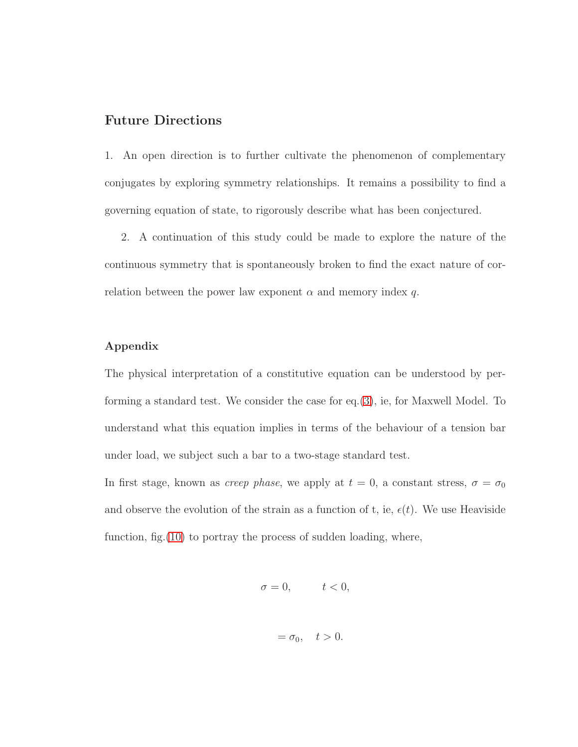## Future Directions

1. An open direction is to further cultivate the phenomenon of complementary conjugates by exploring symmetry relationships. It remains a possibility to find a governing equation of state, to rigorously describe what has been conjectured.

2. A continuation of this study could be made to explore the nature of the continuous symmetry that is spontaneously broken to find the exact nature of correlation between the power law exponent $\alpha$ and memory index $q$.

### Appendix

The physical interpretation of a constitutive equation can be understood by performing a standard test. We consider the case for eq.(3), ie, for Maxwell Model. To understand what this equation implies in terms of the behaviour of a tension bar under load, we subject such a bar to a two-stage standard test.

In first stage, known as *creep phase*, we apply at $t = 0$, a constant stress, $\sigma = \sigma_0$ and observe the evolution of the strain as a function of t, ie, $\epsilon(t)$. We use Heaviside function, fig.(10) to portray the process of sudden loading, where,

$$\sigma = 0, \qquad t < 0,$$

$$= \sigma_0, \quad t > 0.$$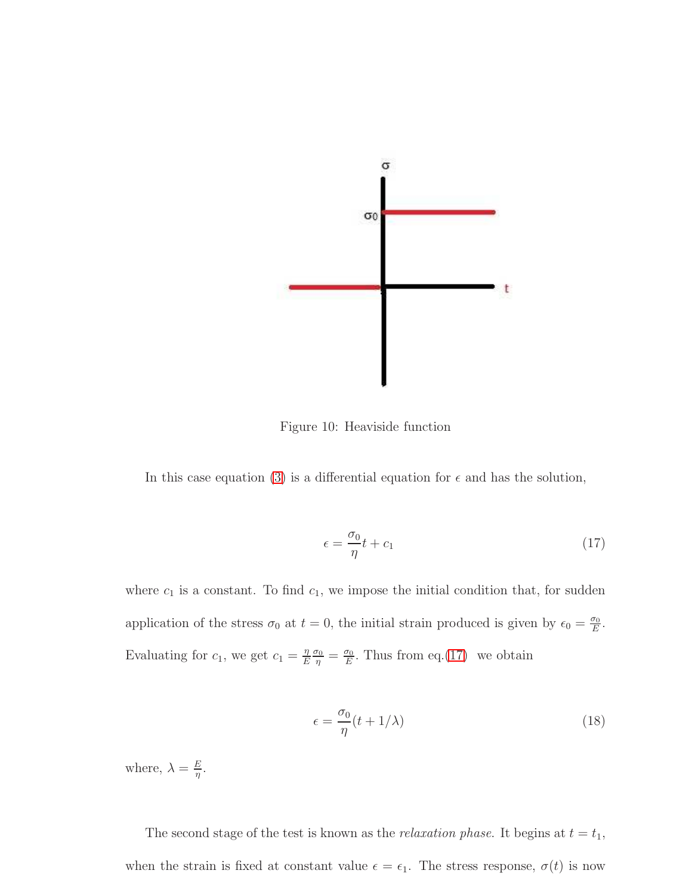Figure 10: Heaviside function

In this case equation (3) is a differential equation for $\epsilon$ and has the solution,

$$\epsilon = \frac{\sigma_0}{\eta} t + c_1 \tag{17}$$

where $c_1$ is a constant. To find $c_1$, we impose the initial condition that, for sudden application of the stress $\sigma_0$ at $t = 0$, the initial strain produced is given by $\epsilon_0 = \frac{\sigma_0}{E}$. Evaluating for $c_1$, we get $c_1 = \frac{\eta}{E}\frac{\sigma_0}{\eta} = \frac{\sigma_0}{E}$. Thus from eq.(17) we obtain

$$\epsilon = \frac{\sigma_0}{\eta}(t + 1/\lambda) \tag{18}$$

where, $\lambda = \frac{E}{\eta}$.

The second stage of the test is known as the *relaxation phase*. It begins at $t = t_1$, when the strain is fixed at constant value $\epsilon = \epsilon_1$. The stress response, $\sigma(t)$ is now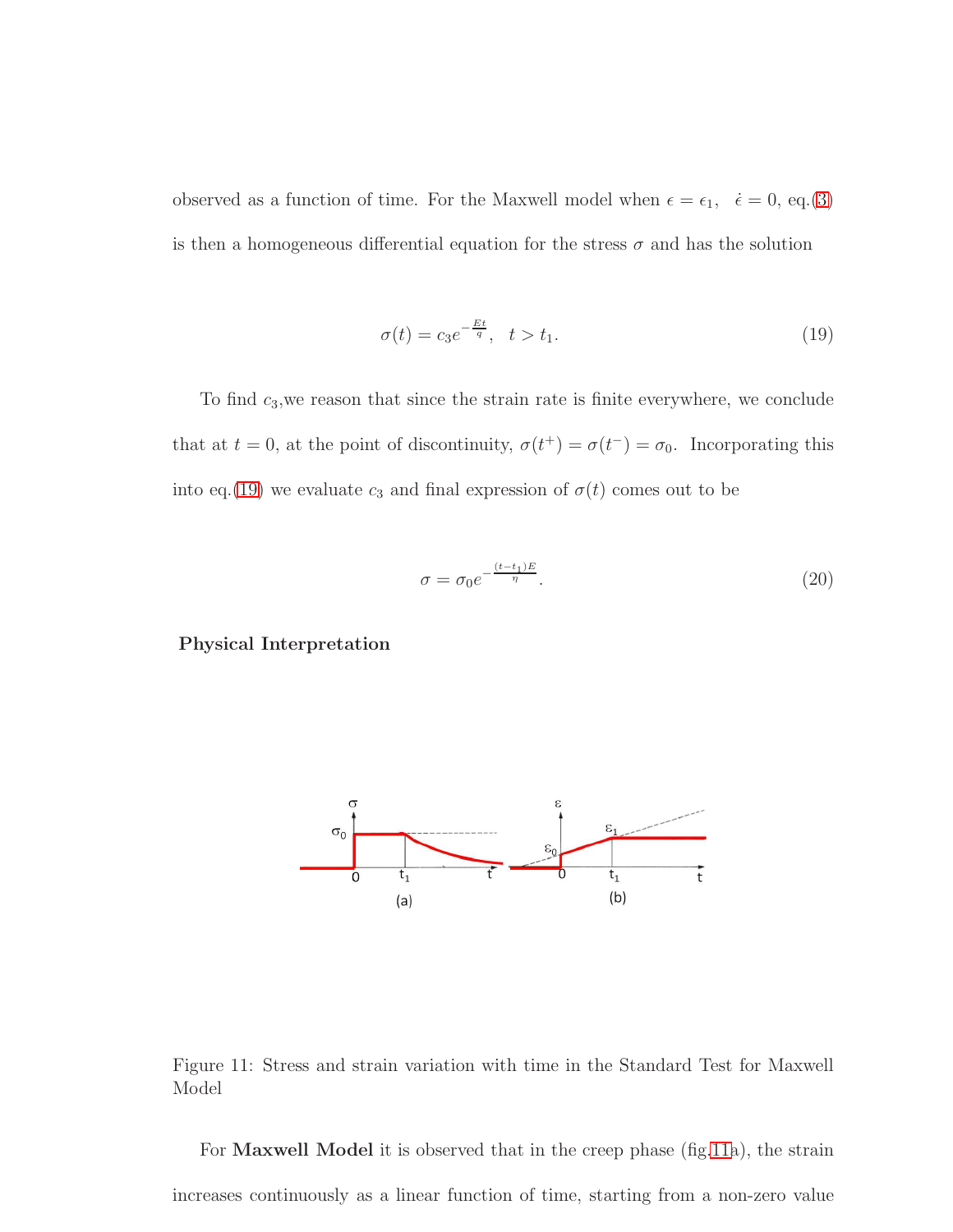observed as a function of time. For the Maxwell model when $\epsilon = \epsilon_1, \;\; \dot{\epsilon} = 0$, eq.(3) is then a homogeneous differential equation for the stress $\sigma$ and has the solution

$$\sigma(t) = c_3 e^{-\frac{Et}{q}}, \;\; t > t_1. \tag{19}$$

To find $c_3$,we reason that since the strain rate is finite everywhere, we conclude that at $t = 0$, at the point of discontinuity, $\sigma(t^+) = \sigma(t^-) = \sigma_0$. Incorporating this into eq.(19) we evaluate $c_3$ and final expression of $\sigma(t)$ comes out to be

$$\sigma = \sigma_0 e^{-\frac{(t-t_1)E}{\eta}}. \tag{20}$$

**Physical Interpretation**

Figure 11: Stress and strain variation with time in the Standard Test for Maxwell Model

For **Maxwell Model** it is observed that in the creep phase (fig.11a), the strain increases continuously as a linear function of time, starting from a non-zero value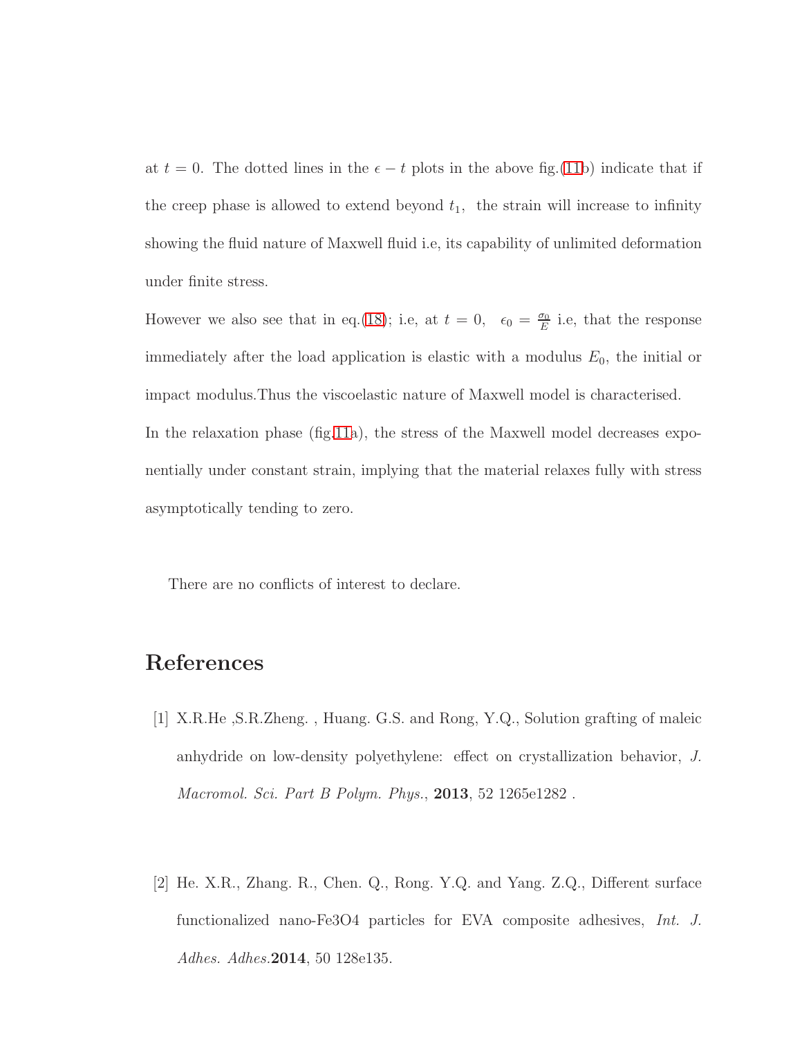at $t = 0$. The dotted lines in the $\epsilon - t$ plots in the above fig.(11b) indicate that if the creep phase is allowed to extend beyond $t_1$, the strain will increase to infinity showing the fluid nature of Maxwell fluid i.e, its capability of unlimited deformation under finite stress.

However we also see that in eq.(18); i.e, at $t = 0$, $\epsilon_0 = \frac{\sigma_0}{E}$ i.e, that the response immediately after the load application is elastic with a modulus $E_0$, the initial or impact modulus.Thus the viscoelastic nature of Maxwell model is characterised.

In the relaxation phase (fig.11a), the stress of the Maxwell model decreases exponentially under constant strain, implying that the material relaxes fully with stress asymptotically tending to zero.

There are no conflicts of interest to declare.

# References

[1] X.R.He ,S.R.Zheng. , Huang. G.S. and Rong, Y.Q., Solution grafting of maleic anhydride on low-density polyethylene: effect on crystallization behavior, *J. Macromol. Sci. Part B Polym. Phys.*, **2013**, 52 1265e1282 .

[2] He. X.R., Zhang. R., Chen. Q., Rong. Y.Q. and Yang. Z.Q., Different surface functionalized nano-Fe3O4 particles for EVA composite adhesives, *Int. J. Adhes. Adhes.***2014**, 50 128e135.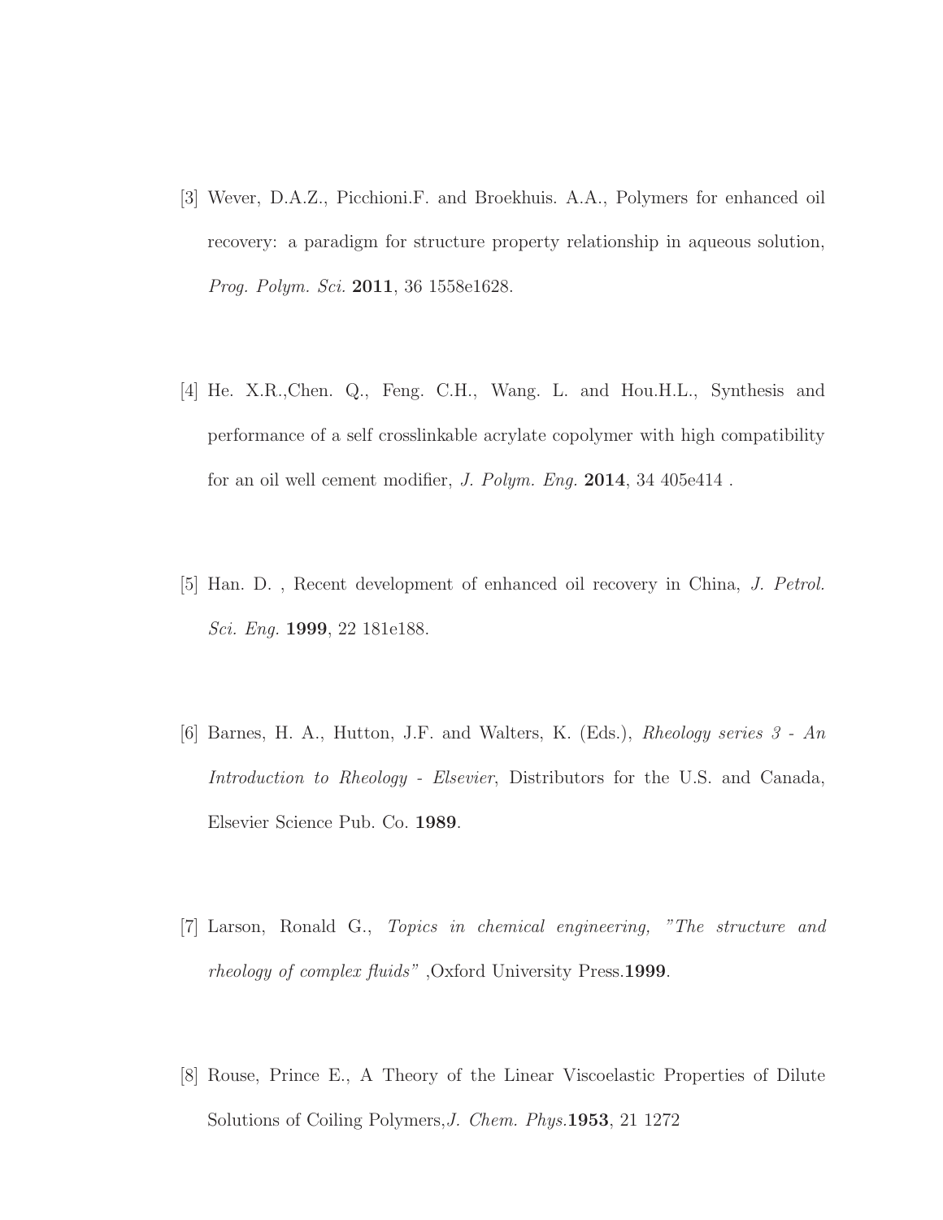[3] Wever, D.A.Z., Picchioni.F. and Broekhuis. A.A., Polymers for enhanced oil recovery: a paradigm for structure property relationship in aqueous solution, *Prog. Polym. Sci.* **2011**, 36 1558e1628.

[4] He. X.R.,Chen. Q., Feng. C.H., Wang. L. and Hou.H.L., Synthesis and performance of a self crosslinkable acrylate copolymer with high compatibility for an oil well cement modifier, *J. Polym. Eng.* **2014**, 34 405e414 .

[5] Han. D. , Recent development of enhanced oil recovery in China, *J. Petrol. Sci. Eng.* **1999**, 22 181e188.

[6] Barnes, H. A., Hutton, J.F. and Walters, K. (Eds.), *Rheology series 3 - An Introduction to Rheology - Elsevier*, Distributors for the U.S. and Canada, Elsevier Science Pub. Co. **1989**.

[7] Larson, Ronald G., *Topics in chemical engineering, "The structure and rheology of complex fluids"* ,Oxford University Press.**1999**.

[8] Rouse, Prince E., A Theory of the Linear Viscoelastic Properties of Dilute Solutions of Coiling Polymers,*J. Chem. Phys.***1953**, 21 1272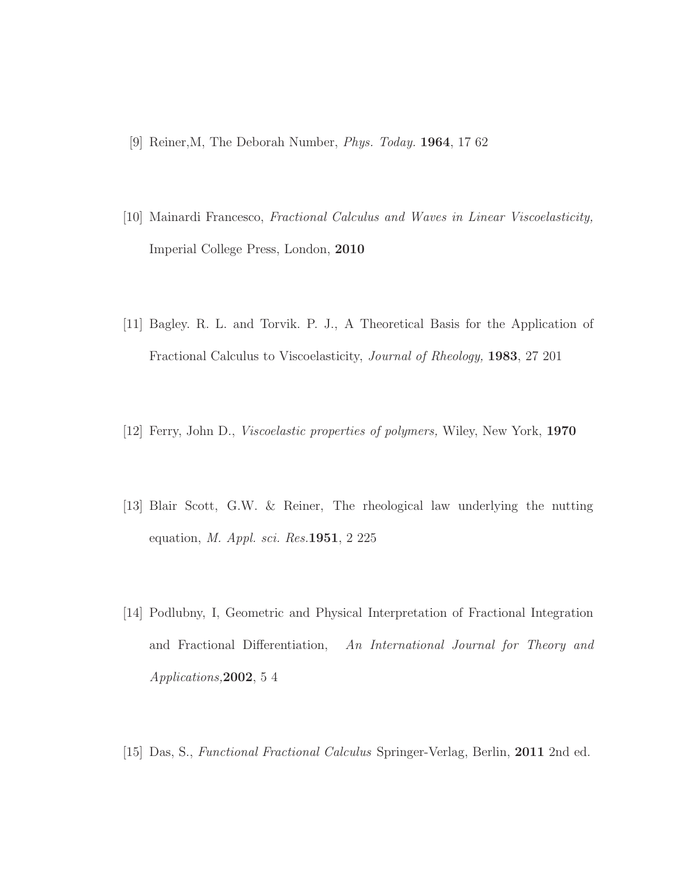[9] Reiner,M, The Deborah Number, *Phys. Today.* **1964**, 17 62

[10] Mainardi Francesco, *Fractional Calculus and Waves in Linear Viscoelasticity,* Imperial College Press, London, **2010**

[11] Bagley. R. L. and Torvik. P. J., A Theoretical Basis for the Application of Fractional Calculus to Viscoelasticity, *Journal of Rheology,* **1983**, 27 201

[12] Ferry, John D., *Viscoelastic properties of polymers,* Wiley, New York, **1970**

[13] Blair Scott, G.W. & Reiner, The rheological law underlying the nutting equation, *M. Appl. sci. Res.***1951**, 2 225

[14] Podlubny, I, Geometric and Physical Interpretation of Fractional Integration and Fractional Differentiation, *An International Journal for Theory and Applications,***2002**, 5 4

[15] Das, S., *Functional Fractional Calculus* Springer-Verlag, Berlin, **2011** 2nd ed.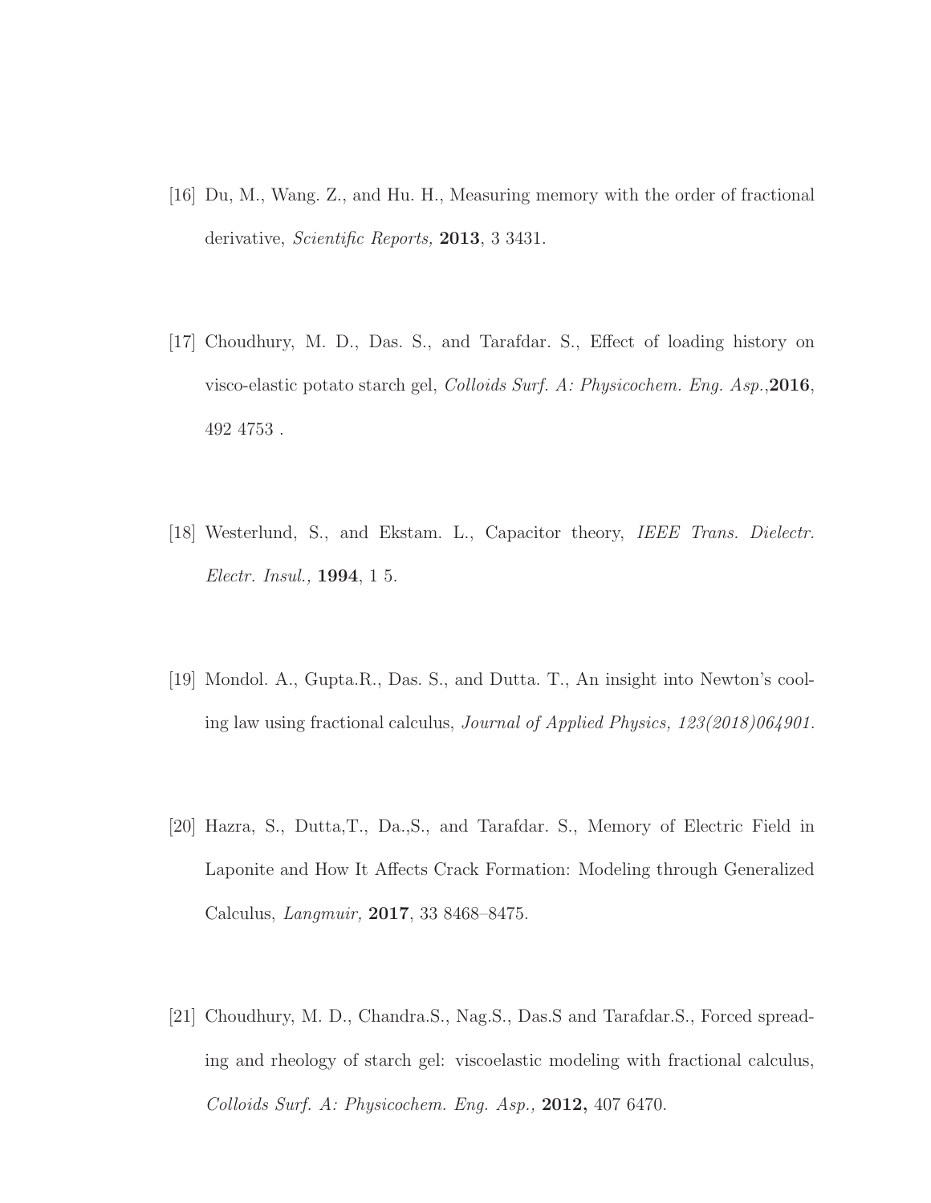[16] Du, M., Wang. Z., and Hu. H., Measuring memory with the order of fractional derivative, *Scientific Reports,* **2013**, 3 3431.

[17] Choudhury, M. D., Das. S., and Tarafdar. S., Effect of loading history on visco-elastic potato starch gel, *Colloids Surf. A: Physicochem. Eng. Asp.,* **2016**, 492 4753 .

[18] Westerlund, S., and Ekstam. L., Capacitor theory, *IEEE Trans. Dielectr. Electr. Insul.,* **1994**, 1 5.

[19] Mondol. A., Gupta.R., Das. S., and Dutta. T., An insight into Newton's cooling law using fractional calculus, *Journal of Applied Physics, 123(2018)064901.*

[20] Hazra, S., Dutta,T., Da.,S., and Tarafdar. S., Memory of Electric Field in Laponite and How It Affects Crack Formation: Modeling through Generalized Calculus, *Langmuir,* **2017**, 33 8468–8475.

[21] Choudhury, M. D., Chandra.S., Nag.S., Das.S and Tarafdar.S., Forced spreading and rheology of starch gel: viscoelastic modeling with fractional calculus, *Colloids Surf. A: Physicochem. Eng. Asp.,* **2012,** 407 6470.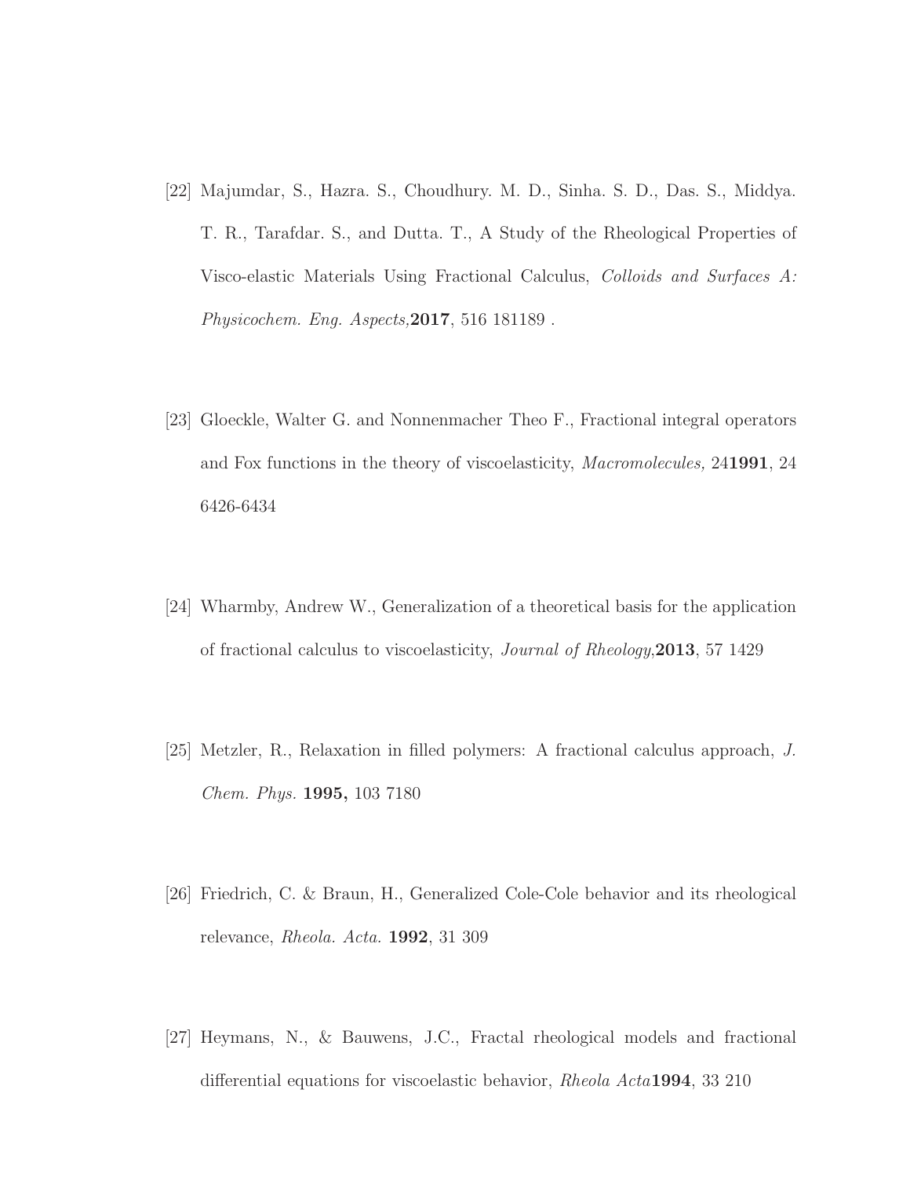[22] Majumdar, S., Hazra. S., Choudhury. M. D., Sinha. S. D., Das. S., Middya. T. R., Tarafdar. S., and Dutta. T., A Study of the Rheological Properties of Visco-elastic Materials Using Fractional Calculus, *Colloids and Surfaces A: Physicochem. Eng. Aspects,* **2017**, 516 181189 .

[23] Gloeckle, Walter G. and Nonnenmacher Theo F., Fractional integral operators and Fox functions in the theory of viscoelasticity, *Macromolecules,* 24**1991**, 24 6426-6434

[24] Wharmby, Andrew W., Generalization of a theoretical basis for the application of fractional calculus to viscoelasticity, *Journal of Rheology,* **2013**, 57 1429

[25] Metzler, R., Relaxation in filled polymers: A fractional calculus approach, *J. Chem. Phys.* **1995,** 103 7180

[26] Friedrich, C. & Braun, H., Generalized Cole-Cole behavior and its rheological relevance, *Rheola. Acta.* **1992**, 31 309

[27] Heymans, N., & Bauwens, J.C., Fractal rheological models and fractional differential equations for viscoelastic behavior, *Rheola Acta* **1994**, 33 210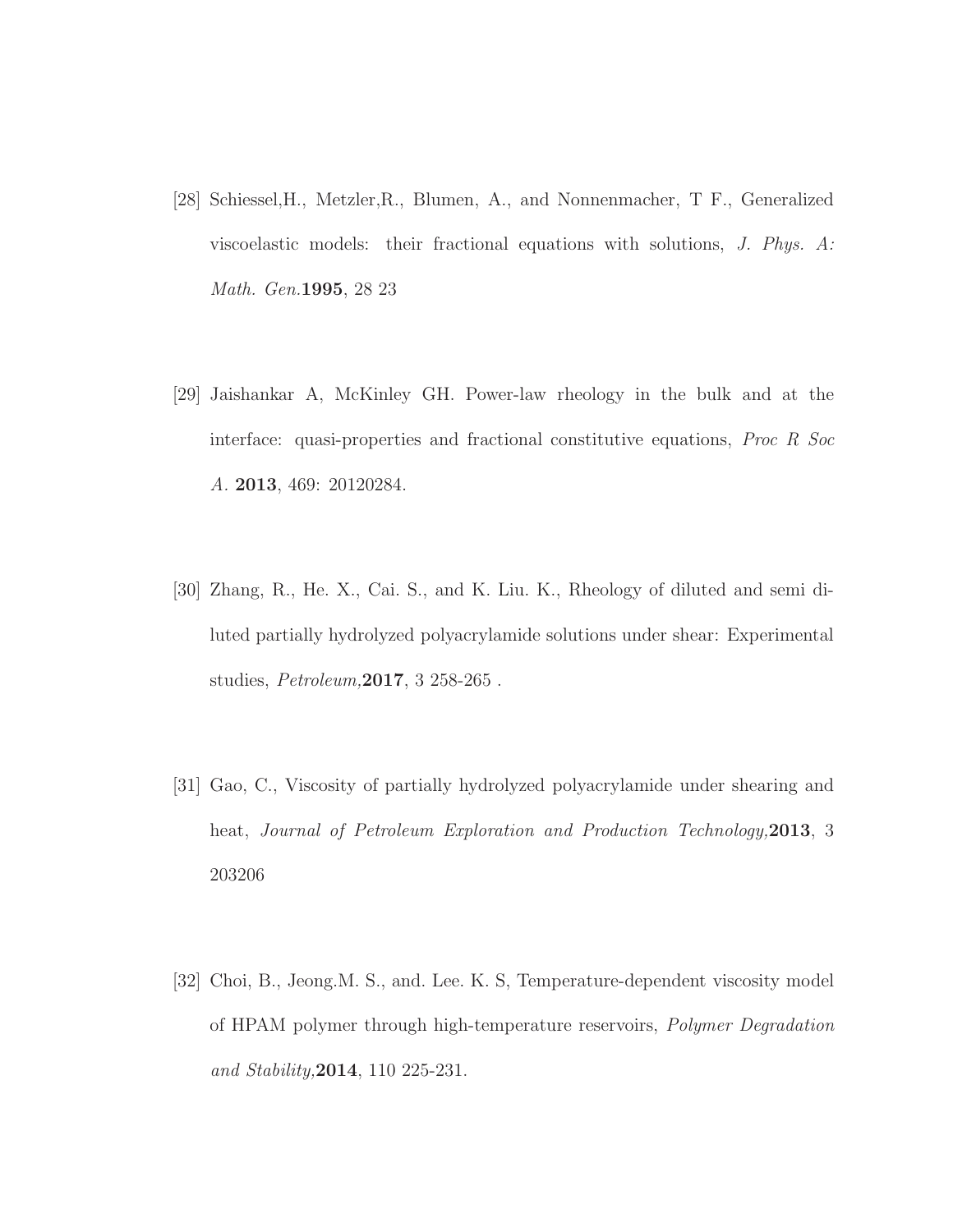[28] Schiessel,H., Metzler,R., Blumen, A., and Nonnenmacher, T F., Generalized viscoelastic models: their fractional equations with solutions, *J. Phys. A: Math. Gen.* **1995**, 28 23

[29] Jaishankar A, McKinley GH. Power-law rheology in the bulk and at the interface: quasi-properties and fractional constitutive equations, *Proc R Soc A*. **2013**, 469: 20120284.

[30] Zhang, R., He. X., Cai. S., and K. Liu. K., Rheology of diluted and semi diluted partially hydrolyzed polyacrylamide solutions under shear: Experimental studies, *Petroleum,* **2017**, 3 258-265 .

[31] Gao, C., Viscosity of partially hydrolyzed polyacrylamide under shearing and heat, *Journal of Petroleum Exploration and Production Technology,* **2013**, 3 203206

[32] Choi, B., Jeong.M. S., and. Lee. K. S, Temperature-dependent viscosity model of HPAM polymer through high-temperature reservoirs, *Polymer Degradation and Stability,* **2014**, 110 225-231.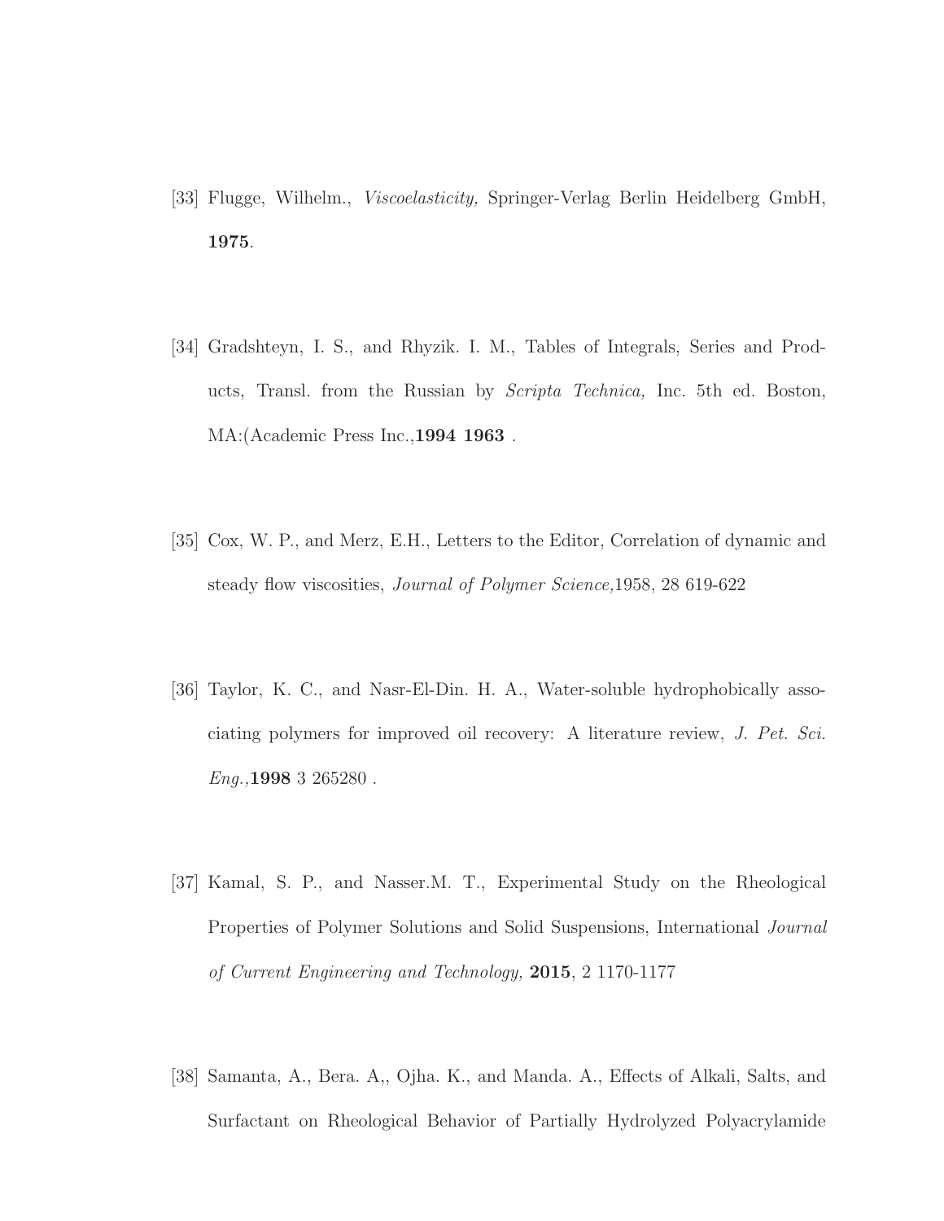[33] Flugge, Wilhelm., *Viscoelasticity,* Springer-Verlag Berlin Heidelberg GmbH, **1975**.

[34] Gradshteyn, I. S., and Rhyzik. I. M., Tables of Integrals, Series and Products, Transl. from the Russian by *Scripta Technica,* Inc. 5th ed. Boston, MA:(Academic Press Inc.,**1994 1963** .

[35] Cox, W. P., and Merz, E.H., Letters to the Editor, Correlation of dynamic and steady flow viscosities, *Journal of Polymer Science,*1958, 28 619-622

[36] Taylor, K. C., and Nasr-El-Din. H. A., Water-soluble hydrophobically associating polymers for improved oil recovery: A literature review, *J. Pet. Sci. Eng.,***1998** 3 265280 .

[37] Kamal, S. P., and Nasser.M. T., Experimental Study on the Rheological Properties of Polymer Solutions and Solid Suspensions, International *Journal of Current Engineering and Technology,* **2015**, 2 1170-1177

[38] Samanta, A., Bera. A,, Ojha. K., and Manda. A., Effects of Alkali, Salts, and Surfactant on Rheological Behavior of Partially Hydrolyzed Polyacrylamide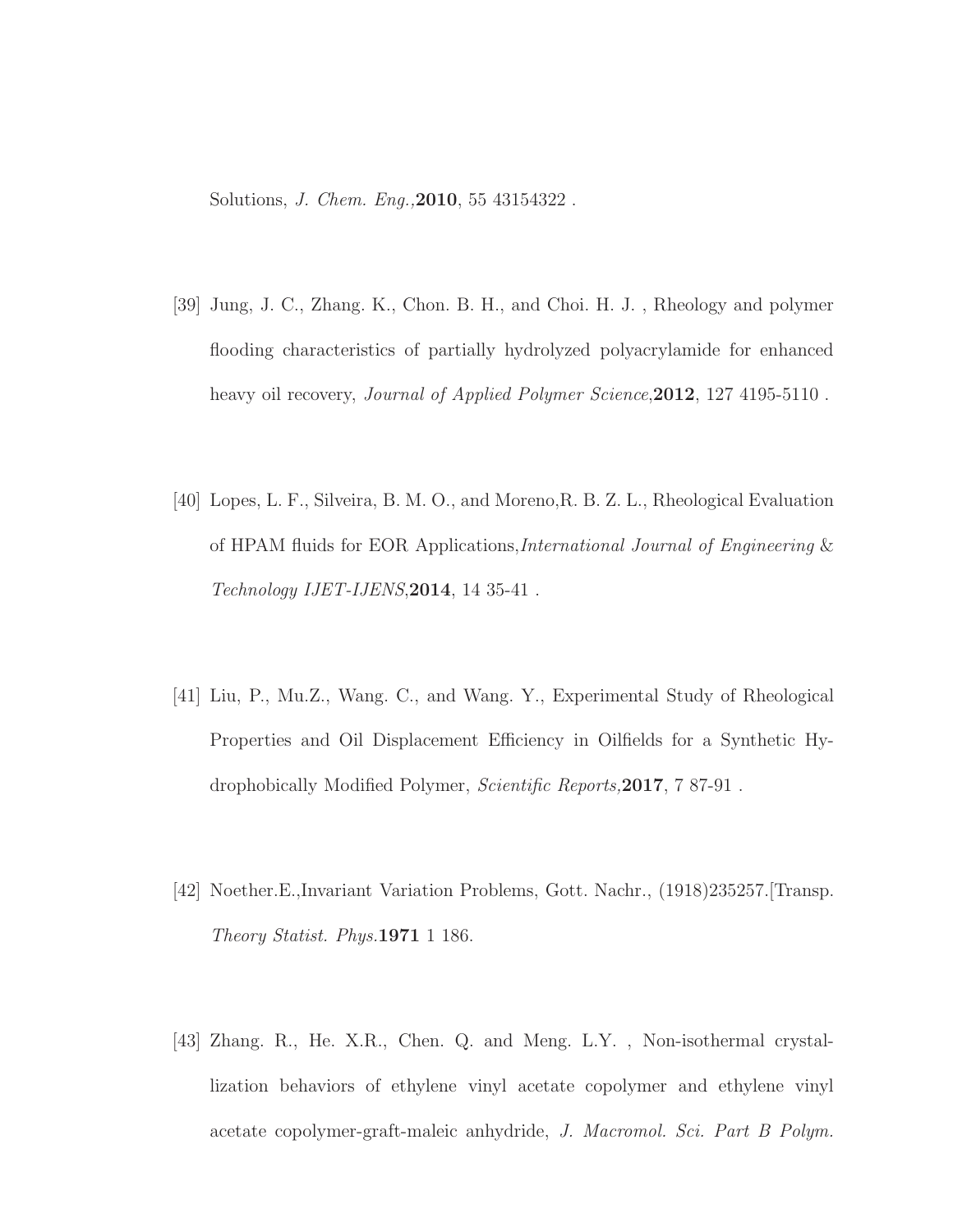Solutions, *J. Chem. Eng.,***2010**, 55 43154322 .

[39] Jung, J. C., Zhang. K., Chon. B. H., and Choi. H. J. , Rheology and polymer flooding characteristics of partially hydrolyzed polyacrylamide for enhanced heavy oil recovery, *Journal of Applied Polymer Science*,**2012**, 127 4195-5110 .

[40] Lopes, L. F., Silveira, B. M. O., and Moreno,R. B. Z. L., Rheological Evaluation of HPAM fluids for EOR Applications,*International Journal of Engineering & Technology IJET-IJENS*,**2014**, 14 35-41 .

[41] Liu, P., Mu.Z., Wang. C., and Wang. Y., Experimental Study of Rheological Properties and Oil Displacement Efficiency in Oilfields for a Synthetic Hydrophobically Modified Polymer, *Scientific Reports,***2017**, 7 87-91 .

[42] Noether.E.,Invariant Variation Problems, Gott. Nachr., (1918)235257.[Transp. *Theory Statist. Phys.***1971** 1 186.

[43] Zhang. R., He. X.R., Chen. Q. and Meng. L.Y. , Non-isothermal crystallization behaviors of ethylene vinyl acetate copolymer and ethylene vinyl acetate copolymer-graft-maleic anhydride, *J. Macromol. Sci. Part B Polym.*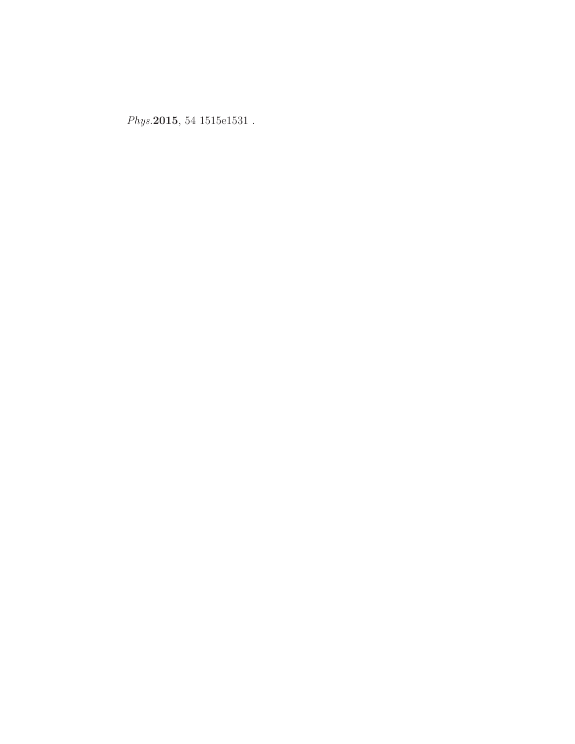*Phys.* **2015**, 54 1515e1531 .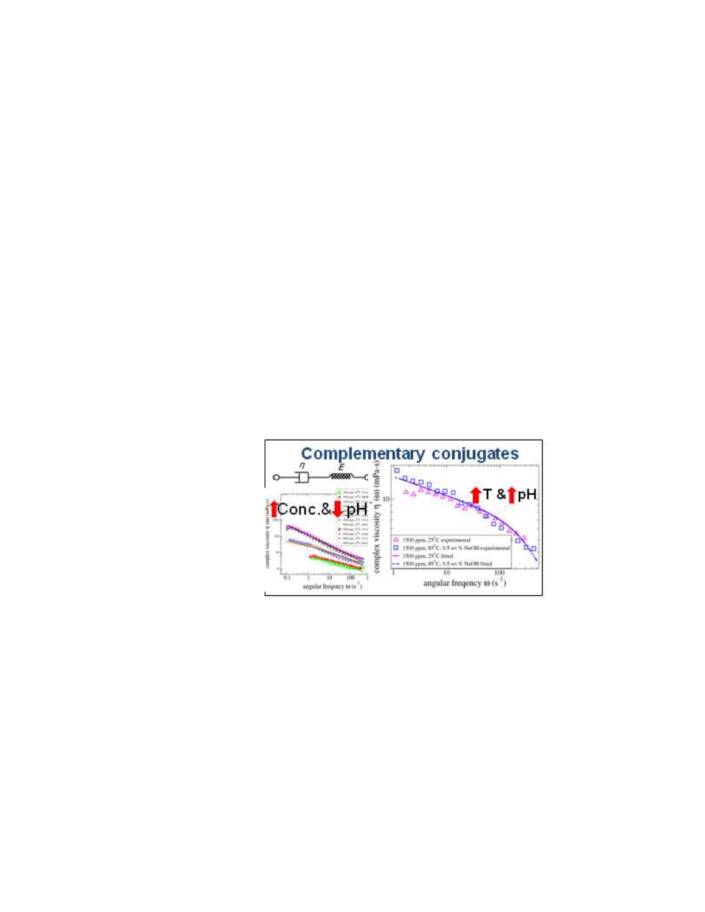Complementary conjugates

$\eta$

$E$

Conc.& pH

T & pH

complex viscosity η (ω) (mPa·s)

0.1

1

10

100

angular freqency ω ($s^{-1}$)

complex viscosity η (ω) (mPa·s)

10

1

10

100

angular freqency ω ($s^{-1}$)

1500 ppm, 25°C experimental

1500 ppm, 85°C, 0.5 wt % NaOH experimental

1500 ppm, 25°C fitted

1500 ppm, 85°C, 0.5 wt % NaOH fitted